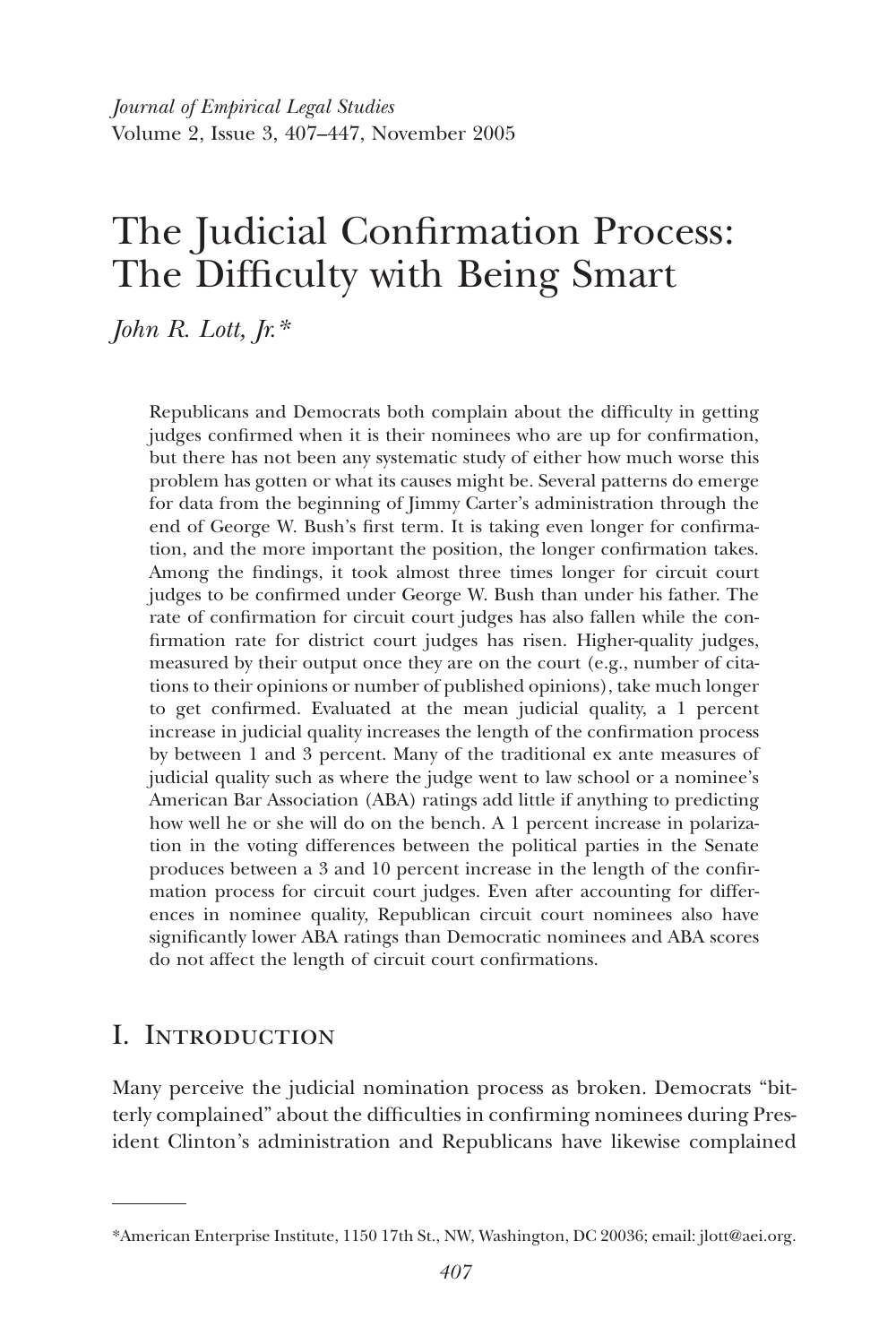# The Judicial Confirmation Process: The Difficulty with Being Smart

*John R. Lott, Jr.**

Republicans and Democrats both complain about the difficulty in getting judges confirmed when it is their nominees who are up for confirmation, but there has not been any systematic study of either how much worse this problem has gotten or what its causes might be. Several patterns do emerge for data from the beginning of Jimmy Carter's administration through the end of George W. Bush's first term. It is taking even longer for confirmation, and the more important the position, the longer confirmation takes. Among the findings, it took almost three times longer for circuit court judges to be confirmed under George W. Bush than under his father. The rate of confirmation for circuit court judges has also fallen while the confirmation rate for district court judges has risen. Higher-quality judges, measured by their output once they are on the court (e.g., number of citations to their opinions or number of published opinions), take much longer to get confirmed. Evaluated at the mean judicial quality, a 1 percent increase in judicial quality increases the length of the confirmation process by between 1 and 3 percent. Many of the traditional ex ante measures of judicial quality such as where the judge went to law school or a nominee's American Bar Association (ABA) ratings add little if anything to predicting how well he or she will do on the bench. A 1 percent increase in polarization in the voting differences between the political parties in the Senate produces between a 3 and 10 percent increase in the length of the confirmation process for circuit court judges. Even after accounting for differences in nominee quality, Republican circuit court nominees also have significantly lower ABA ratings than Democratic nominees and ABA scores do not affect the length of circuit court confirmations.

## I. Introduction

Many perceive the judicial nomination process as broken. Democrats "bitterly complained" about the difficulties in confirming nominees during President Clinton's administration and Republicans have likewise complained

---

*American Enterprise Institute, 1150 17th St., NW, Washington, DC 20036; email: jlott@aei.org.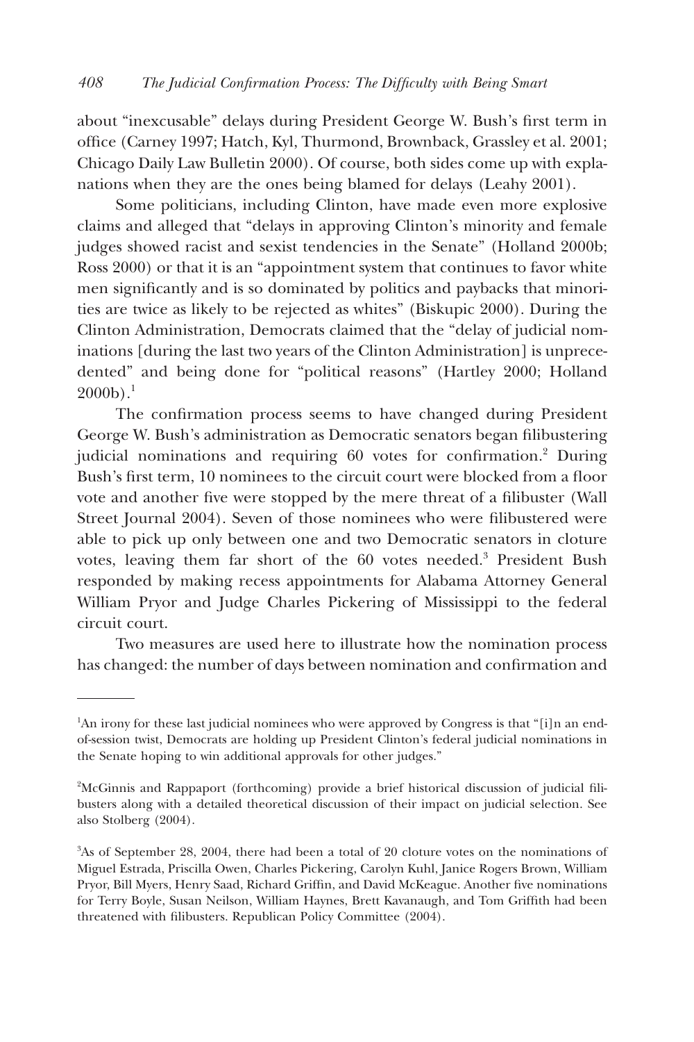about "inexcusable" delays during President George W. Bush's first term in office (Carney 1997; Hatch, Kyl, Thurmond, Brownback, Grassley et al. 2001; Chicago Daily Law Bulletin 2000). Of course, both sides come up with explanations when they are the ones being blamed for delays (Leahy 2001).

Some politicians, including Clinton, have made even more explosive claims and alleged that "delays in approving Clinton's minority and female judges showed racist and sexist tendencies in the Senate" (Holland 2000b; Ross 2000) or that it is an "appointment system that continues to favor white men significantly and is so dominated by politics and paybacks that minorities are twice as likely to be rejected as whites" (Biskupic 2000). During the Clinton Administration, Democrats claimed that the "delay of judicial nominations [during the last two years of the Clinton Administration] is unprecedented" and being done for "political reasons" (Hartley 2000; Holland 2000b).[1]

The confirmation process seems to have changed during President George W. Bush's administration as Democratic senators began filibustering judicial nominations and requiring 60 votes for confirmation.[2] During Bush's first term, 10 nominees to the circuit court were blocked from a floor vote and another five were stopped by the mere threat of a filibuster (Wall Street Journal 2004). Seven of those nominees who were filibustered were able to pick up only between one and two Democratic senators in cloture votes, leaving them far short of the 60 votes needed.[3] President Bush responded by making recess appointments for Alabama Attorney General William Pryor and Judge Charles Pickering of Mississippi to the federal circuit court.

Two measures are used here to illustrate how the nomination process has changed: the number of days between nomination and confirmation and

---

[1]An irony for these last judicial nominees who were approved by Congress is that "[i]n an end-of-session twist, Democrats are holding up President Clinton's federal judicial nominations in the Senate hoping to win additional approvals for other judges."

[2]McGinnis and Rappaport (forthcoming) provide a brief historical discussion of judicial filibusters along with a detailed theoretical discussion of their impact on judicial selection. See also Stolberg (2004).

[3]As of September 28, 2004, there had been a total of 20 cloture votes on the nominations of Miguel Estrada, Priscilla Owen, Charles Pickering, Carolyn Kuhl, Janice Rogers Brown, William Pryor, Bill Myers, Henry Saad, Richard Griffin, and David McKeague. Another five nominations for Terry Boyle, Susan Neilson, William Haynes, Brett Kavanaugh, and Tom Griffith had been threatened with filibusters. Republican Policy Committee (2004).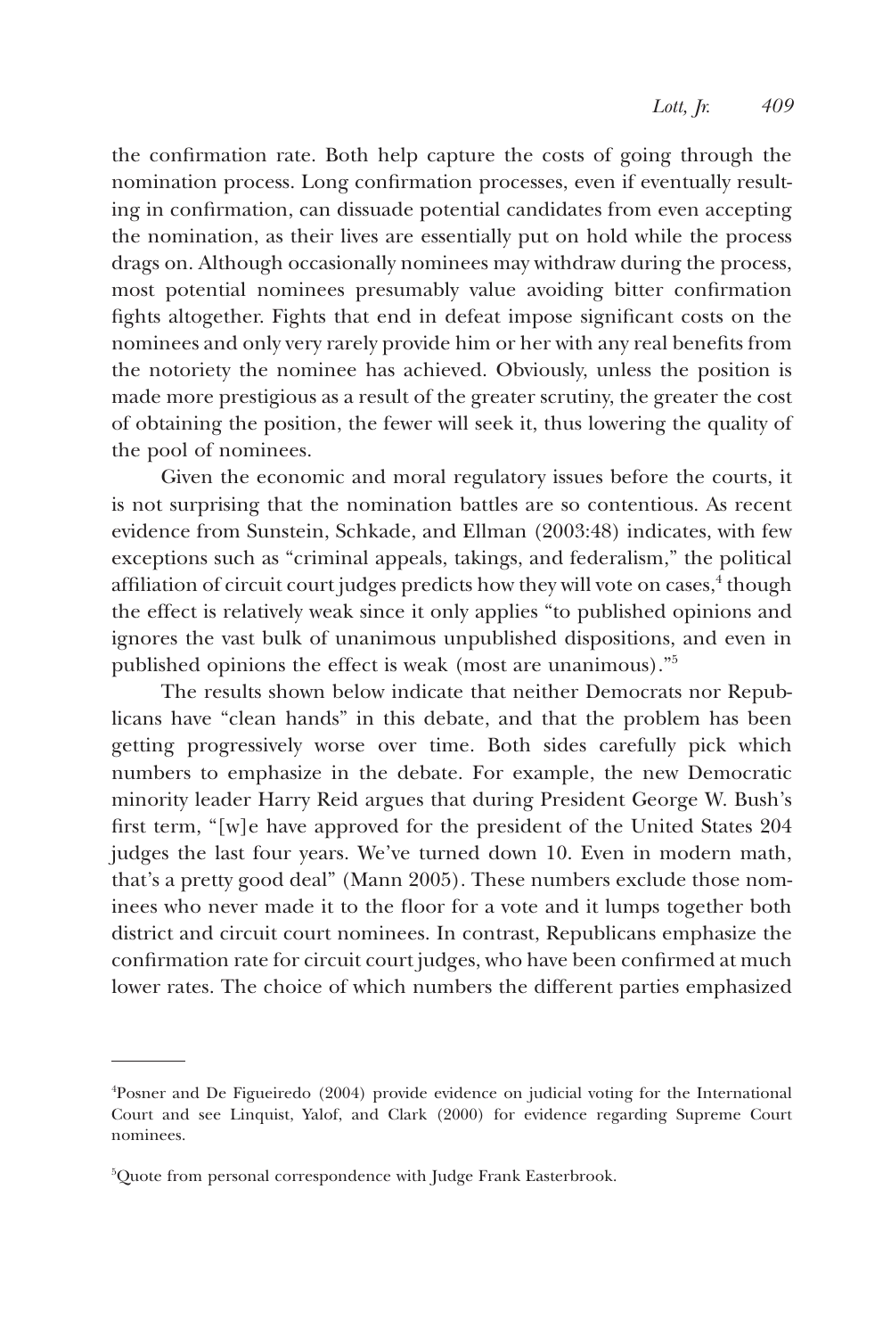the confirmation rate. Both help capture the costs of going through the nomination process. Long confirmation processes, even if eventually resulting in confirmation, can dissuade potential candidates from even accepting the nomination, as their lives are essentially put on hold while the process drags on. Although occasionally nominees may withdraw during the process, most potential nominees presumably value avoiding bitter confirmation fights altogether. Fights that end in defeat impose significant costs on the nominees and only very rarely provide him or her with any real benefits from the notoriety the nominee has achieved. Obviously, unless the position is made more prestigious as a result of the greater scrutiny, the greater the cost of obtaining the position, the fewer will seek it, thus lowering the quality of the pool of nominees.

Given the economic and moral regulatory issues before the courts, it is not surprising that the nomination battles are so contentious. As recent evidence from Sunstein, Schkade, and Ellman (2003:48) indicates, with few exceptions such as "criminal appeals, takings, and federalism," the political affiliation of circuit court judges predicts how they will vote on cases,[4] though the effect is relatively weak since it only applies "to published opinions and ignores the vast bulk of unanimous unpublished dispositions, and even in published opinions the effect is weak (most are unanimous)."[5]

The results shown below indicate that neither Democrats nor Republicans have "clean hands" in this debate, and that the problem has been getting progressively worse over time. Both sides carefully pick which numbers to emphasize in the debate. For example, the new Democratic minority leader Harry Reid argues that during President George W. Bush's first term, "[w]e have approved for the president of the United States 204 judges the last four years. We've turned down 10. Even in modern math, that's a pretty good deal" (Mann 2005). These numbers exclude those nominees who never made it to the floor for a vote and it lumps together both district and circuit court nominees. In contrast, Republicans emphasize the confirmation rate for circuit court judges, who have been confirmed at much lower rates. The choice of which numbers the different parties emphasized

---

[4]Posner and De Figueiredo (2004) provide evidence on judicial voting for the International Court and see Linquist, Yalof, and Clark (2000) for evidence regarding Supreme Court nominees.

[5]Quote from personal correspondence with Judge Frank Easterbrook.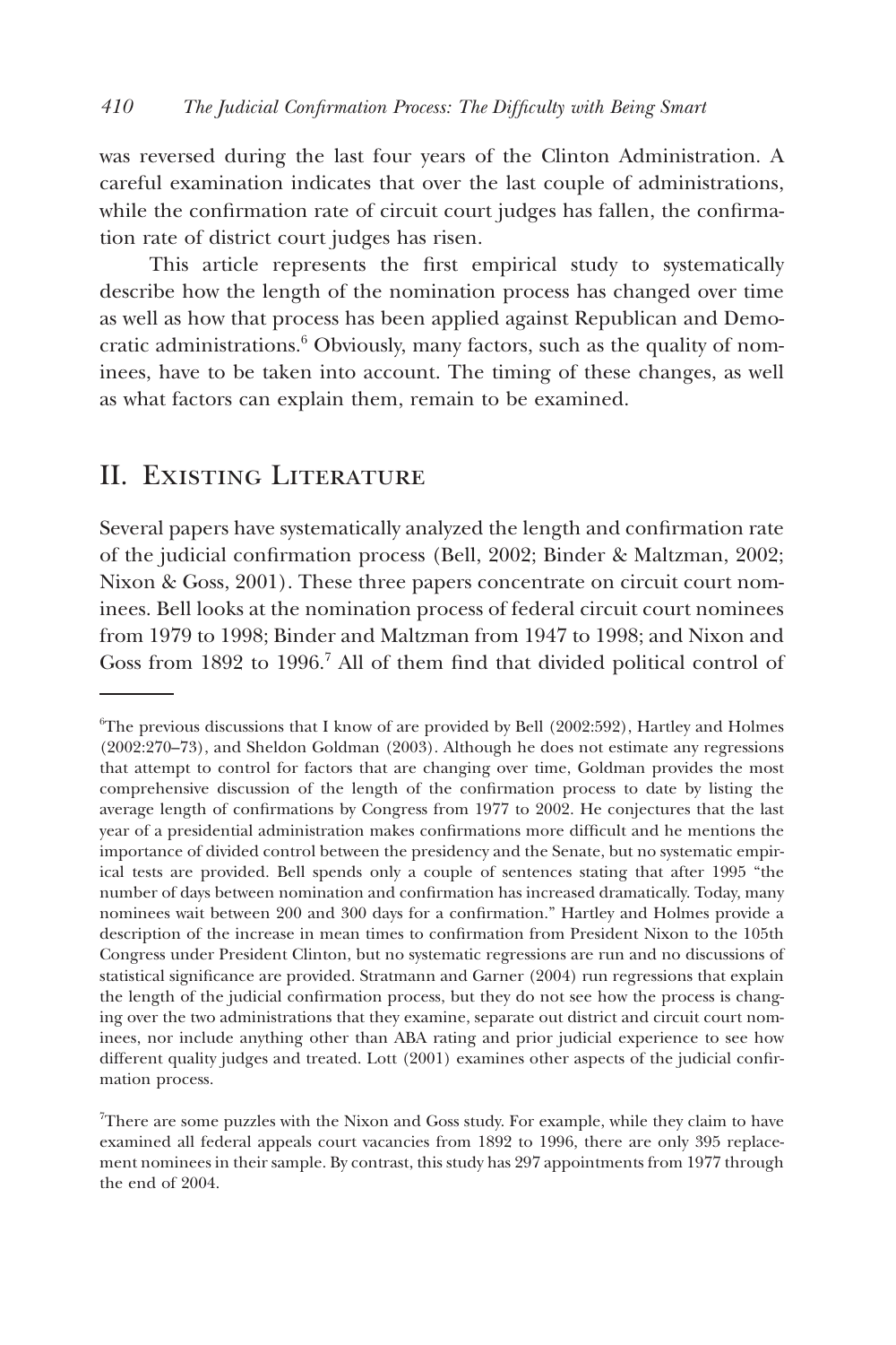was reversed during the last four years of the Clinton Administration. A careful examination indicates that over the last couple of administrations, while the confirmation rate of circuit court judges has fallen, the confirmation rate of district court judges has risen.

This article represents the first empirical study to systematically describe how the length of the nomination process has changed over time as well as how that process has been applied against Republican and Democratic administrations.[6] Obviously, many factors, such as the quality of nominees, have to be taken into account. The timing of these changes, as well as what factors can explain them, remain to be examined.

## II. Existing Literature

Several papers have systematically analyzed the length and confirmation rate of the judicial confirmation process (Bell, 2002; Binder & Maltzman, 2002; Nixon & Goss, 2001). These three papers concentrate on circuit court nominees. Bell looks at the nomination process of federal circuit court nominees from 1979 to 1998; Binder and Maltzman from 1947 to 1998; and Nixon and Goss from 1892 to 1996.[7] All of them find that divided political control of

---

[6]The previous discussions that I know of are provided by Bell (2002:592), Hartley and Holmes (2002:270–73), and Sheldon Goldman (2003). Although he does not estimate any regressions that attempt to control for factors that are changing over time, Goldman provides the most comprehensive discussion of the length of the confirmation process to date by listing the average length of confirmations by Congress from 1977 to 2002. He conjectures that the last year of a presidential administration makes confirmations more difficult and he mentions the importance of divided control between the presidency and the Senate, but no systematic empirical tests are provided. Bell spends only a couple of sentences stating that after 1995 "the number of days between nomination and confirmation has increased dramatically. Today, many nominees wait between 200 and 300 days for a confirmation." Hartley and Holmes provide a description of the increase in mean times to confirmation from President Nixon to the 105th Congress under President Clinton, but no systematic regressions are run and no discussions of statistical significance are provided. Stratmann and Garner (2004) run regressions that explain the length of the judicial confirmation process, but they do not see how the process is changing over the two administrations that they examine, separate out district and circuit court nominees, nor include anything other than ABA rating and prior judicial experience to see how different quality judges and treated. Lott (2001) examines other aspects of the judicial confirmation process.

[7]There are some puzzles with the Nixon and Goss study. For example, while they claim to have examined all federal appeals court vacancies from 1892 to 1996, there are only 395 replacement nominees in their sample. By contrast, this study has 297 appointments from 1977 through the end of 2004.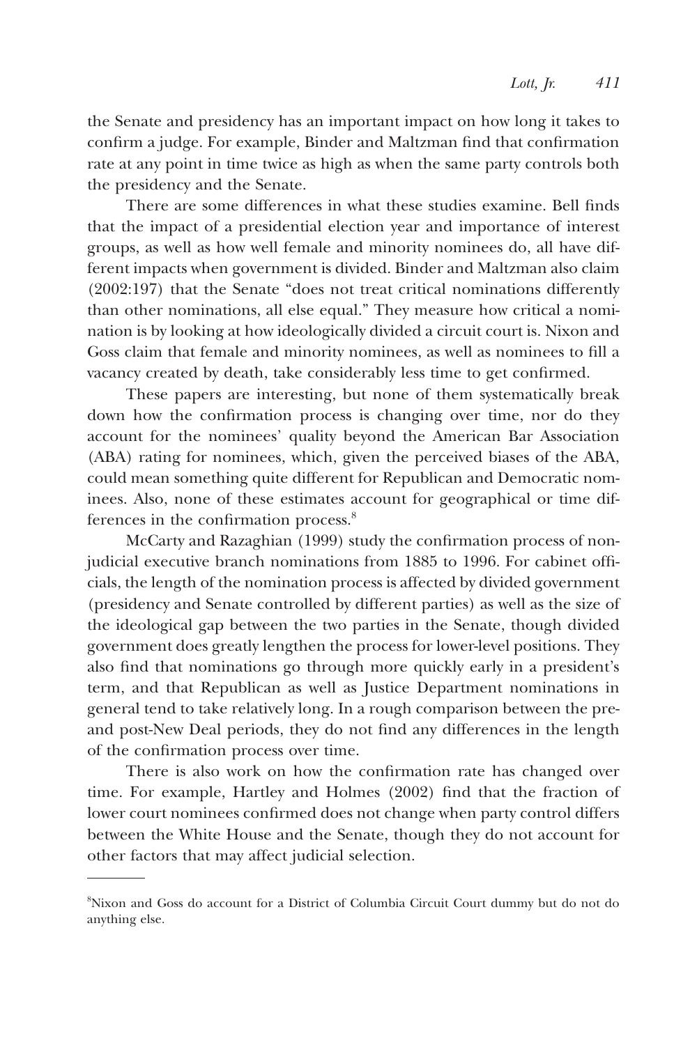the Senate and presidency has an important impact on how long it takes to confirm a judge. For example, Binder and Maltzman find that confirmation rate at any point in time twice as high as when the same party controls both the presidency and the Senate.

There are some differences in what these studies examine. Bell finds that the impact of a presidential election year and importance of interest groups, as well as how well female and minority nominees do, all have different impacts when government is divided. Binder and Maltzman also claim (2002:197) that the Senate "does not treat critical nominations differently than other nominations, all else equal." They measure how critical a nomination is by looking at how ideologically divided a circuit court is. Nixon and Goss claim that female and minority nominees, as well as nominees to fill a vacancy created by death, take considerably less time to get confirmed.

These papers are interesting, but none of them systematically break down how the confirmation process is changing over time, nor do they account for the nominees' quality beyond the American Bar Association (ABA) rating for nominees, which, given the perceived biases of the ABA, could mean something quite different for Republican and Democratic nominees. Also, none of these estimates account for geographical or time differences in the confirmation process.[8]

McCarty and Razaghian (1999) study the confirmation process of nonjudicial executive branch nominations from 1885 to 1996. For cabinet officials, the length of the nomination process is affected by divided government (presidency and Senate controlled by different parties) as well as the size of the ideological gap between the two parties in the Senate, though divided government does greatly lengthen the process for lower-level positions. They also find that nominations go through more quickly early in a president's term, and that Republican as well as Justice Department nominations in general tend to take relatively long. In a rough comparison between the pre- and post-New Deal periods, they do not find any differences in the length of the confirmation process over time.

There is also work on how the confirmation rate has changed over time. For example, Hartley and Holmes (2002) find that the fraction of lower court nominees confirmed does not change when party control differs between the White House and the Senate, though they do not account for other factors that may affect judicial selection.

---

[8]Nixon and Goss do account for a District of Columbia Circuit Court dummy but do not do anything else.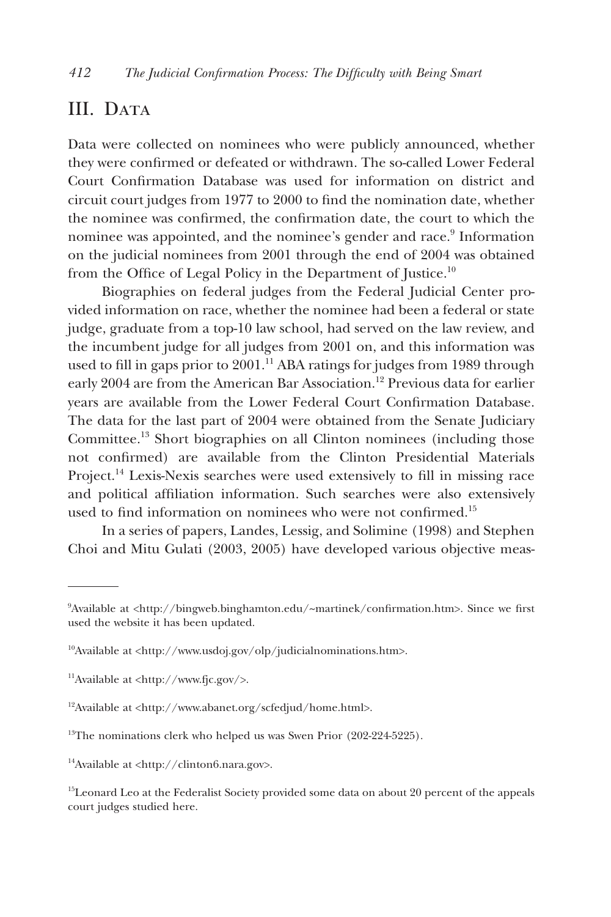## III. Data

Data were collected on nominees who were publicly announced, whether they were confirmed or defeated or withdrawn. The so-called Lower Federal Court Confirmation Database was used for information on district and circuit court judges from 1977 to 2000 to find the nomination date, whether the nominee was confirmed, the confirmation date, the court to which the nominee was appointed, and the nominee's gender and race.[9] Information on the judicial nominees from 2001 through the end of 2004 was obtained from the Office of Legal Policy in the Department of Justice.[10]

Biographies on federal judges from the Federal Judicial Center provided information on race, whether the nominee had been a federal or state judge, graduate from a top-10 law school, had served on the law review, and the incumbent judge for all judges from 2001 on, and this information was used to fill in gaps prior to 2001.[11] ABA ratings for judges from 1989 through early 2004 are from the American Bar Association.[12] Previous data for earlier years are available from the Lower Federal Court Confirmation Database. The data for the last part of 2004 were obtained from the Senate Judiciary Committee.[13] Short biographies on all Clinton nominees (including those not confirmed) are available from the Clinton Presidential Materials Project.[14] Lexis-Nexis searches were used extensively to fill in missing race and political affiliation information. Such searches were also extensively used to find information on nominees who were not confirmed.[15]

In a series of papers, Landes, Lessig, and Solimine (1998) and Stephen Choi and Mitu Gulati (2003, 2005) have developed various objective meas-

---

[9]Available at <http://bingweb.binghamton.edu/~martinek/confirmation.htm>. Since we first used the website it has been updated.

[10]Available at <http://www.usdoj.gov/olp/judicialnominations.htm>.

[11]Available at <http://www.fjc.gov/>.

[12]Available at <http://www.abanet.org/scfedjud/home.html>.

[13]The nominations clerk who helped us was Swen Prior (202-224-5225).

[14]Available at <http://clinton6.nara.gov>.

[15]Leonard Leo at the Federalist Society provided some data on about 20 percent of the appeals court judges studied here.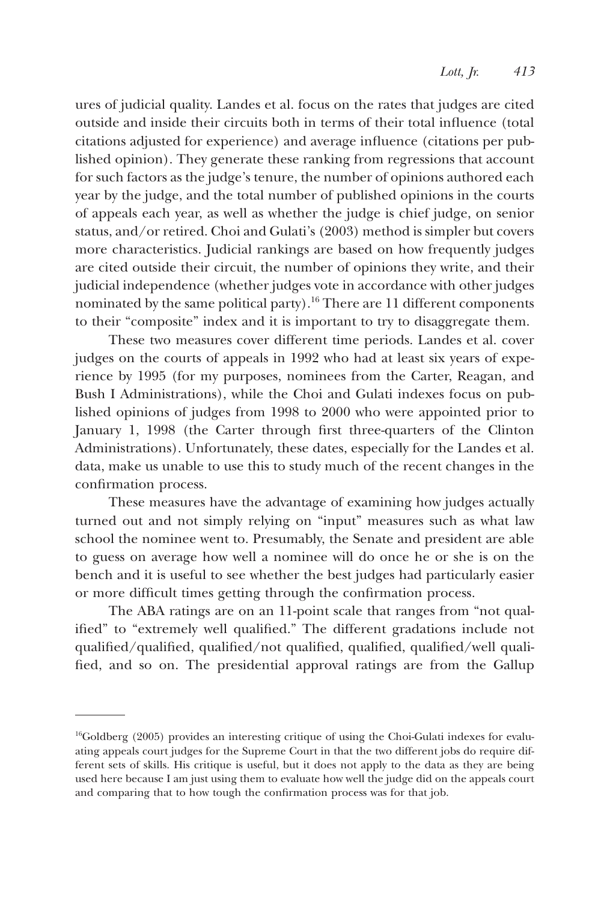ures of judicial quality. Landes et al. focus on the rates that judges are cited outside and inside their circuits both in terms of their total influence (total citations adjusted for experience) and average influence (citations per published opinion). They generate these ranking from regressions that account for such factors as the judge's tenure, the number of opinions authored each year by the judge, and the total number of published opinions in the courts of appeals each year, as well as whether the judge is chief judge, on senior status, and/or retired. Choi and Gulati's (2003) method is simpler but covers more characteristics. Judicial rankings are based on how frequently judges are cited outside their circuit, the number of opinions they write, and their judicial independence (whether judges vote in accordance with other judges nominated by the same political party).[16] There are 11 different components to their "composite" index and it is important to try to disaggregate them.

These two measures cover different time periods. Landes et al. cover judges on the courts of appeals in 1992 who had at least six years of experience by 1995 (for my purposes, nominees from the Carter, Reagan, and Bush I Administrations), while the Choi and Gulati indexes focus on published opinions of judges from 1998 to 2000 who were appointed prior to January 1, 1998 (the Carter through first three-quarters of the Clinton Administrations). Unfortunately, these dates, especially for the Landes et al. data, make us unable to use this to study much of the recent changes in the confirmation process.

These measures have the advantage of examining how judges actually turned out and not simply relying on "input" measures such as what law school the nominee went to. Presumably, the Senate and president are able to guess on average how well a nominee will do once he or she is on the bench and it is useful to see whether the best judges had particularly easier or more difficult times getting through the confirmation process.

The ABA ratings are on an 11-point scale that ranges from "not qualified" to "extremely well qualified." The different gradations include not qualified/qualified, qualified/not qualified, qualified, qualified/well qualified, and so on. The presidential approval ratings are from the Gallup

---

[16]Goldberg (2005) provides an interesting critique of using the Choi-Gulati indexes for evaluating appeals court judges for the Supreme Court in that the two different jobs do require different sets of skills. His critique is useful, but it does not apply to the data as they are being used here because I am just using them to evaluate how well the judge did on the appeals court and comparing that to how tough the confirmation process was for that job.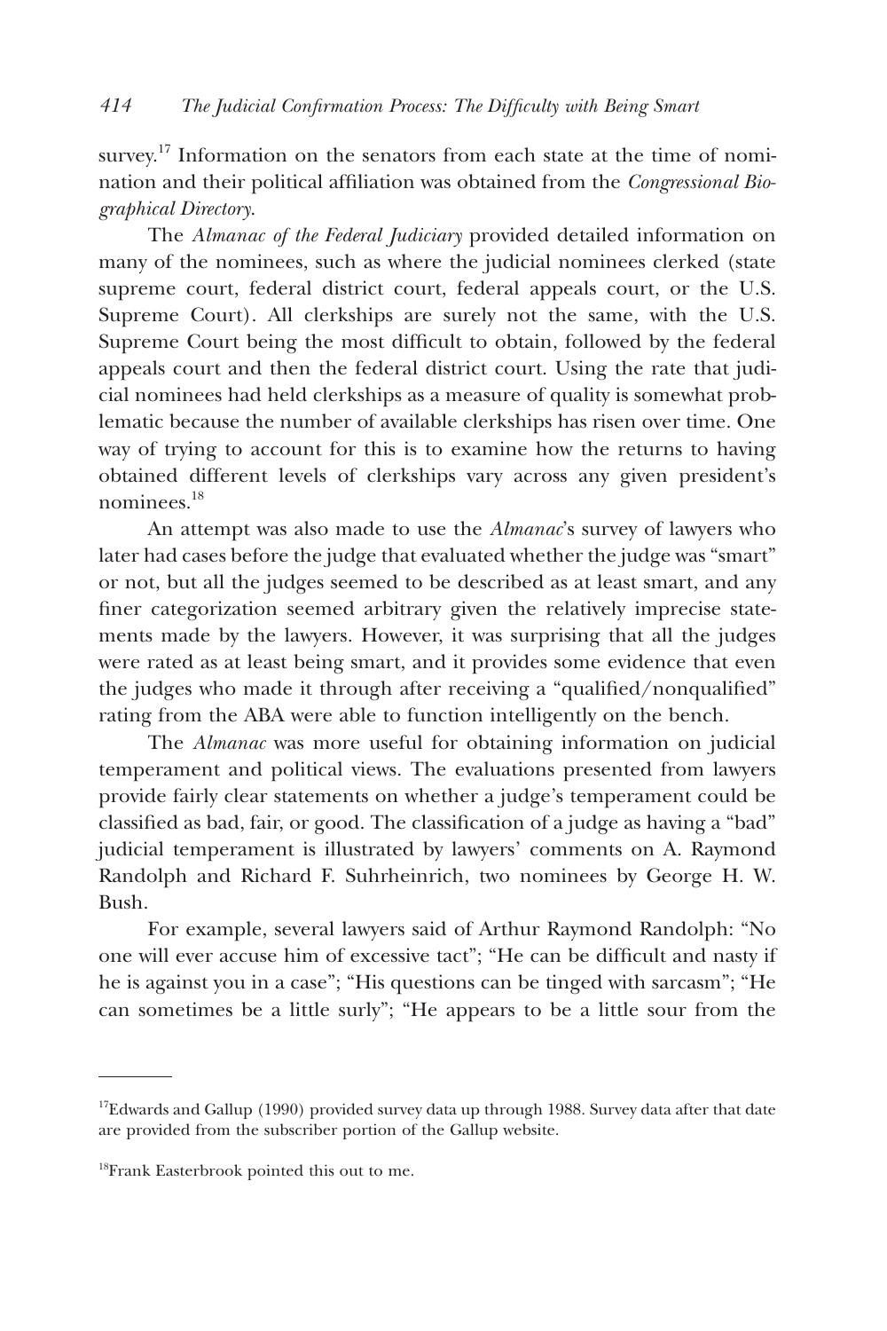survey.[17] Information on the senators from each state at the time of nomination and their political affiliation was obtained from the *Congressional Biographical Directory*.

The *Almanac of the Federal Judiciary* provided detailed information on many of the nominees, such as where the judicial nominees clerked (state supreme court, federal district court, federal appeals court, or the U.S. Supreme Court). All clerkships are surely not the same, with the U.S. Supreme Court being the most difficult to obtain, followed by the federal appeals court and then the federal district court. Using the rate that judicial nominees had held clerkships as a measure of quality is somewhat problematic because the number of available clerkships has risen over time. One way of trying to account for this is to examine how the returns to having obtained different levels of clerkships vary across any given president's nominees.[18]

An attempt was also made to use the *Almanac*'s survey of lawyers who later had cases before the judge that evaluated whether the judge was "smart" or not, but all the judges seemed to be described as at least smart, and any finer categorization seemed arbitrary given the relatively imprecise statements made by the lawyers. However, it was surprising that all the judges were rated as at least being smart, and it provides some evidence that even the judges who made it through after receiving a "qualified/nonqualified" rating from the ABA were able to function intelligently on the bench.

The *Almanac* was more useful for obtaining information on judicial temperament and political views. The evaluations presented from lawyers provide fairly clear statements on whether a judge's temperament could be classified as bad, fair, or good. The classification of a judge as having a "bad" judicial temperament is illustrated by lawyers' comments on A. Raymond Randolph and Richard F. Suhrheinrich, two nominees by George H. W. Bush.

For example, several lawyers said of Arthur Raymond Randolph: "No one will ever accuse him of excessive tact"; "He can be difficult and nasty if he is against you in a case"; "His questions can be tinged with sarcasm"; "He can sometimes be a little surly"; "He appears to be a little sour from the

---

[17]Edwards and Gallup (1990) provided survey data up through 1988. Survey data after that date are provided from the subscriber portion of the Gallup website.

[18]Frank Easterbrook pointed this out to me.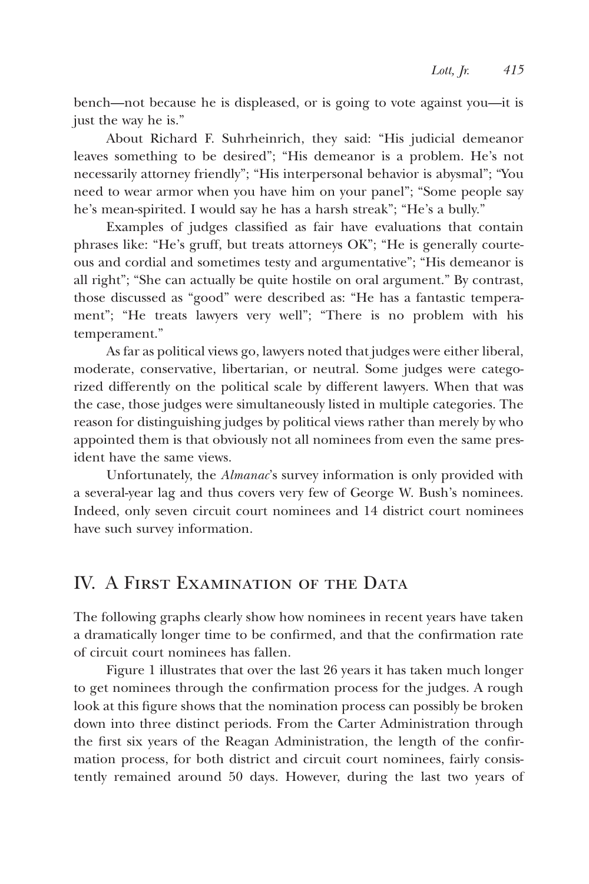bench—not because he is displeased, or is going to vote against you—it is just the way he is."

About Richard F. Suhrheinrich, they said: "His judicial demeanor leaves something to be desired"; "His demeanor is a problem. He's not necessarily attorney friendly"; "His interpersonal behavior is abysmal"; "You need to wear armor when you have him on your panel"; "Some people say he's mean-spirited. I would say he has a harsh streak"; "He's a bully."

Examples of judges classified as fair have evaluations that contain phrases like: "He's gruff, but treats attorneys OK"; "He is generally courteous and cordial and sometimes testy and argumentative"; "His demeanor is all right"; "She can actually be quite hostile on oral argument." By contrast, those discussed as "good" were described as: "He has a fantastic temperament"; "He treats lawyers very well"; "There is no problem with his temperament."

As far as political views go, lawyers noted that judges were either liberal, moderate, conservative, libertarian, or neutral. Some judges were categorized differently on the political scale by different lawyers. When that was the case, those judges were simultaneously listed in multiple categories. The reason for distinguishing judges by political views rather than merely by who appointed them is that obviously not all nominees from even the same president have the same views.

Unfortunately, the *Almanac*'s survey information is only provided with a several-year lag and thus covers very few of George W. Bush's nominees. Indeed, only seven circuit court nominees and 14 district court nominees have such survey information.

## IV. A First Examination of the Data

The following graphs clearly show how nominees in recent years have taken a dramatically longer time to be confirmed, and that the confirmation rate of circuit court nominees has fallen.

Figure 1 illustrates that over the last 26 years it has taken much longer to get nominees through the confirmation process for the judges. A rough look at this figure shows that the nomination process can possibly be broken down into three distinct periods. From the Carter Administration through the first six years of the Reagan Administration, the length of the confirmation process, for both district and circuit court nominees, fairly consistently remained around 50 days. However, during the last two years of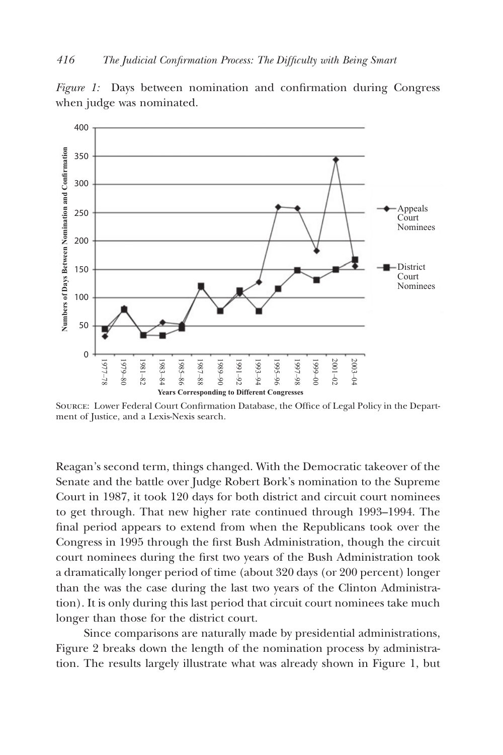*Figure 1:* Days between nomination and confirmation during Congress when judge was nominated.

SOURCE: Lower Federal Court Confirmation Database, the Office of Legal Policy in the Department of Justice, and a Lexis-Nexis search.

Reagan's second term, things changed. With the Democratic takeover of the Senate and the battle over Judge Robert Bork's nomination to the Supreme Court in 1987, it took 120 days for both district and circuit court nominees to get through. That new higher rate continued through 1993–1994. The final period appears to extend from when the Republicans took over the Congress in 1995 through the first Bush Administration, though the circuit court nominees during the first two years of the Bush Administration took a dramatically longer period of time (about 320 days (or 200 percent) longer than the was the case during the last two years of the Clinton Administration). It is only during this last period that circuit court nominees take much longer than those for the district court.

Since comparisons are naturally made by presidential administrations, Figure 2 breaks down the length of the nomination process by administration. The results largely illustrate what was already shown in Figure 1, but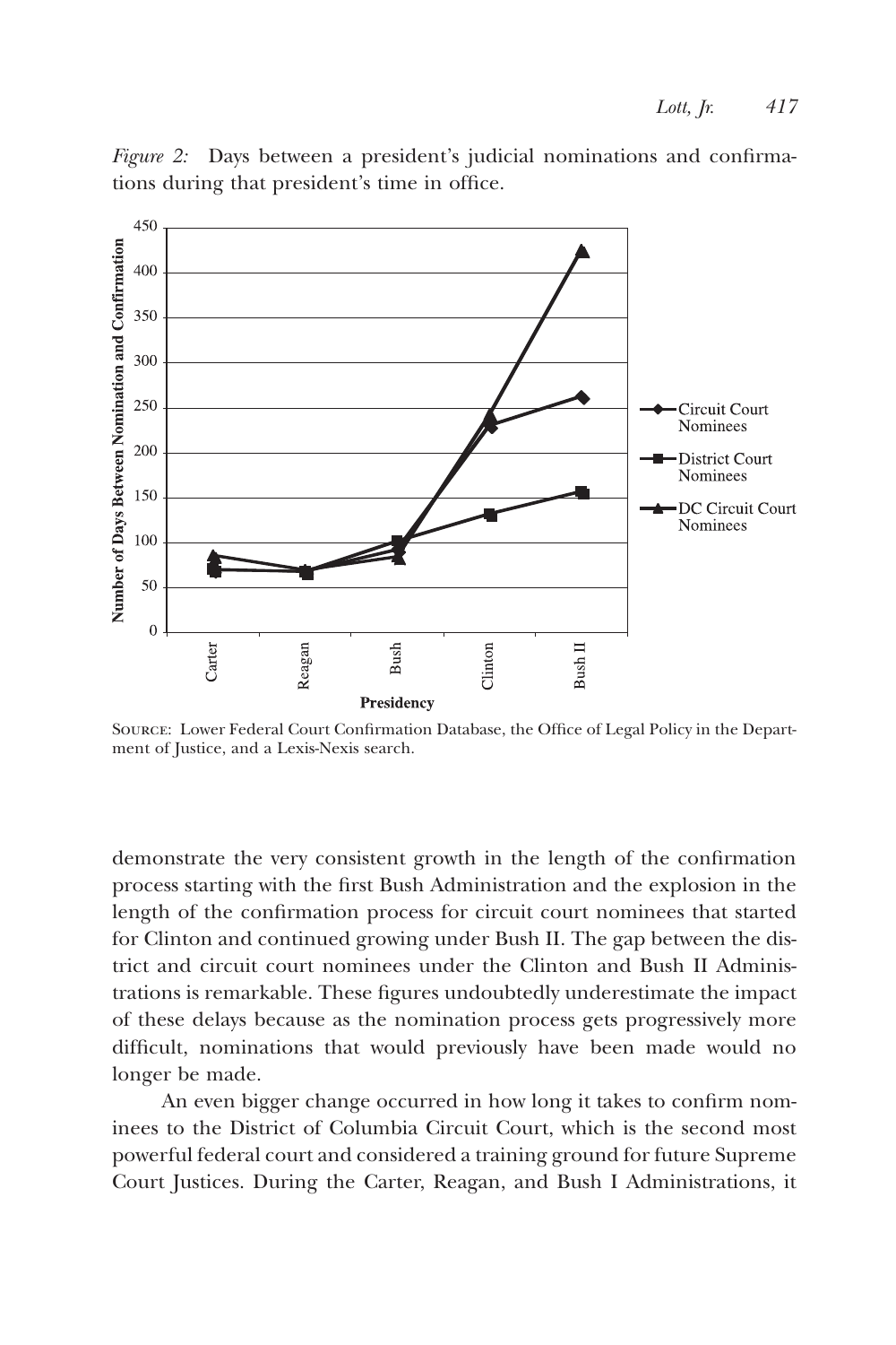*Figure 2:* Days between a president's judicial nominations and confirmations during that president's time in office.

Source: Lower Federal Court Confirmation Database, the Office of Legal Policy in the Department of Justice, and a Lexis-Nexis search.

demonstrate the very consistent growth in the length of the confirmation process starting with the first Bush Administration and the explosion in the length of the confirmation process for circuit court nominees that started for Clinton and continued growing under Bush II. The gap between the district and circuit court nominees under the Clinton and Bush II Administrations is remarkable. These figures undoubtedly underestimate the impact of these delays because as the nomination process gets progressively more difficult, nominations that would previously have been made would no longer be made.

An even bigger change occurred in how long it takes to confirm nominees to the District of Columbia Circuit Court, which is the second most powerful federal court and considered a training ground for future Supreme Court Justices. During the Carter, Reagan, and Bush I Administrations, it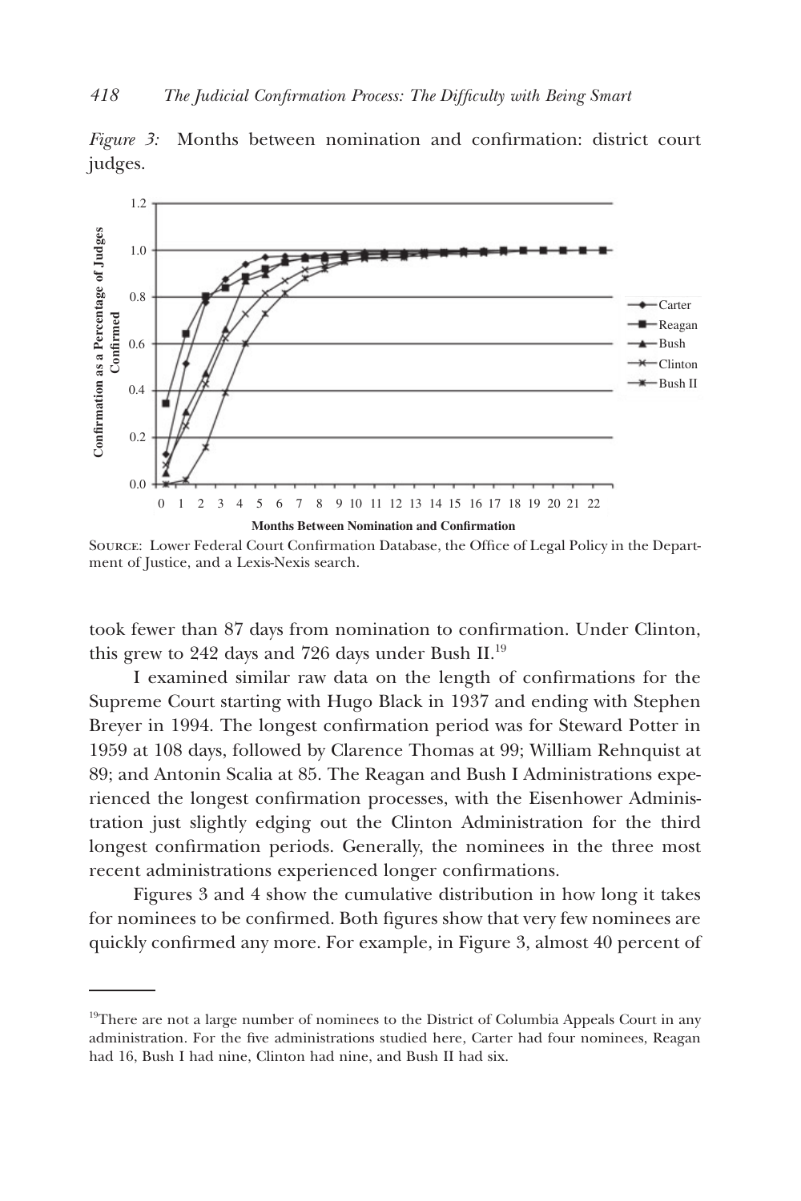*Figure 3:* Months between nomination and confirmation: district court judges.

SOURCE: Lower Federal Court Confirmation Database, the Office of Legal Policy in the Department of Justice, and a Lexis-Nexis search.

took fewer than 87 days from nomination to confirmation. Under Clinton, this grew to 242 days and 726 days under Bush II.[19]

I examined similar raw data on the length of confirmations for the Supreme Court starting with Hugo Black in 1937 and ending with Stephen Breyer in 1994. The longest confirmation period was for Steward Potter in 1959 at 108 days, followed by Clarence Thomas at 99; William Rehnquist at 89; and Antonin Scalia at 85. The Reagan and Bush I Administrations experienced the longest confirmation processes, with the Eisenhower Administration just slightly edging out the Clinton Administration for the third longest confirmation periods. Generally, the nominees in the three most recent administrations experienced longer confirmations.

Figures 3 and 4 show the cumulative distribution in how long it takes for nominees to be confirmed. Both figures show that very few nominees are quickly confirmed any more. For example, in Figure 3, almost 40 percent of

[19]There are not a large number of nominees to the District of Columbia Appeals Court in any administration. For the five administrations studied here, Carter had four nominees, Reagan had 16, Bush I had nine, Clinton had nine, and Bush II had six.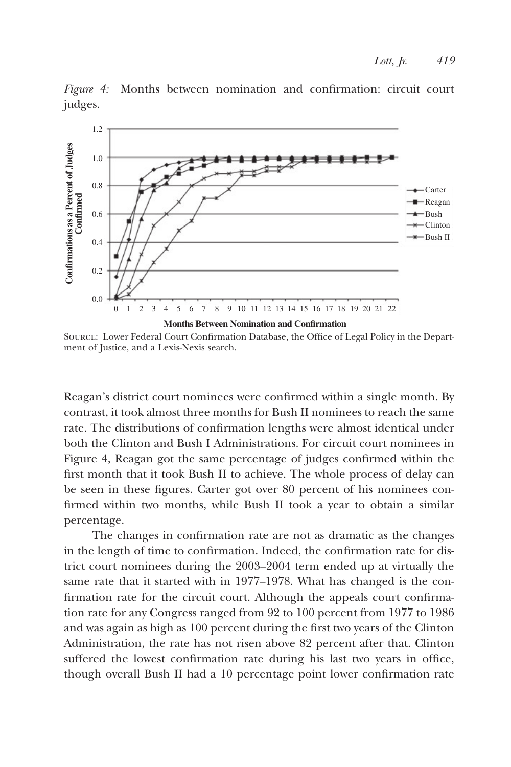*Figure 4:* Months between nomination and confirmation: circuit court judges.

Source: Lower Federal Court Confirmation Database, the Office of Legal Policy in the Department of Justice, and a Lexis-Nexis search.

Reagan's district court nominees were confirmed within a single month. By contrast, it took almost three months for Bush II nominees to reach the same rate. The distributions of confirmation lengths were almost identical under both the Clinton and Bush I Administrations. For circuit court nominees in Figure 4, Reagan got the same percentage of judges confirmed within the first month that it took Bush II to achieve. The whole process of delay can be seen in these figures. Carter got over 80 percent of his nominees confirmed within two months, while Bush II took a year to obtain a similar percentage.

The changes in confirmation rate are not as dramatic as the changes in the length of time to confirmation. Indeed, the confirmation rate for district court nominees during the 2003–2004 term ended up at virtually the same rate that it started with in 1977–1978. What has changed is the confirmation rate for the circuit court. Although the appeals court confirmation rate for any Congress ranged from 92 to 100 percent from 1977 to 1986 and was again as high as 100 percent during the first two years of the Clinton Administration, the rate has not risen above 82 percent after that. Clinton suffered the lowest confirmation rate during his last two years in office, though overall Bush II had a 10 percentage point lower confirmation rate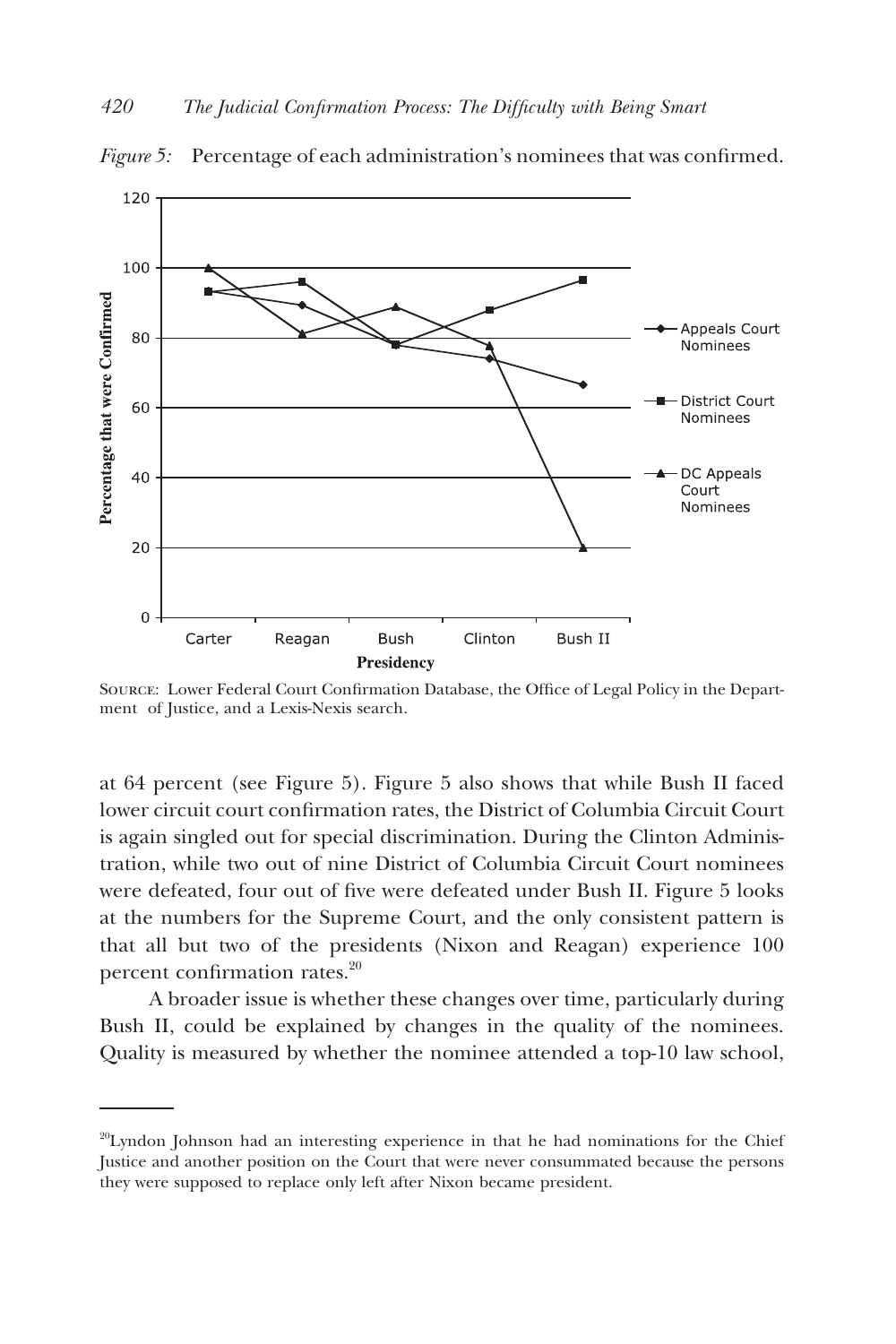*Figure 5:* Percentage of each administration's nominees that was confirmed.

SOURCE: Lower Federal Court Confirmation Database, the Office of Legal Policy in the Department of Justice, and a Lexis-Nexis search.

at 64 percent (see Figure 5). Figure 5 also shows that while Bush II faced lower circuit court confirmation rates, the District of Columbia Circuit Court is again singled out for special discrimination. During the Clinton Administration, while two out of nine District of Columbia Circuit Court nominees were defeated, four out of five were defeated under Bush II. Figure 5 looks at the numbers for the Supreme Court, and the only consistent pattern is that all but two of the presidents (Nixon and Reagan) experience 100 percent confirmation rates.[20]

A broader issue is whether these changes over time, particularly during Bush II, could be explained by changes in the quality of the nominees. Quality is measured by whether the nominee attended a top-10 law school,

[20]Lyndon Johnson had an interesting experience in that he had nominations for the Chief Justice and another position on the Court that were never consummated because the persons they were supposed to replace only left after Nixon became president.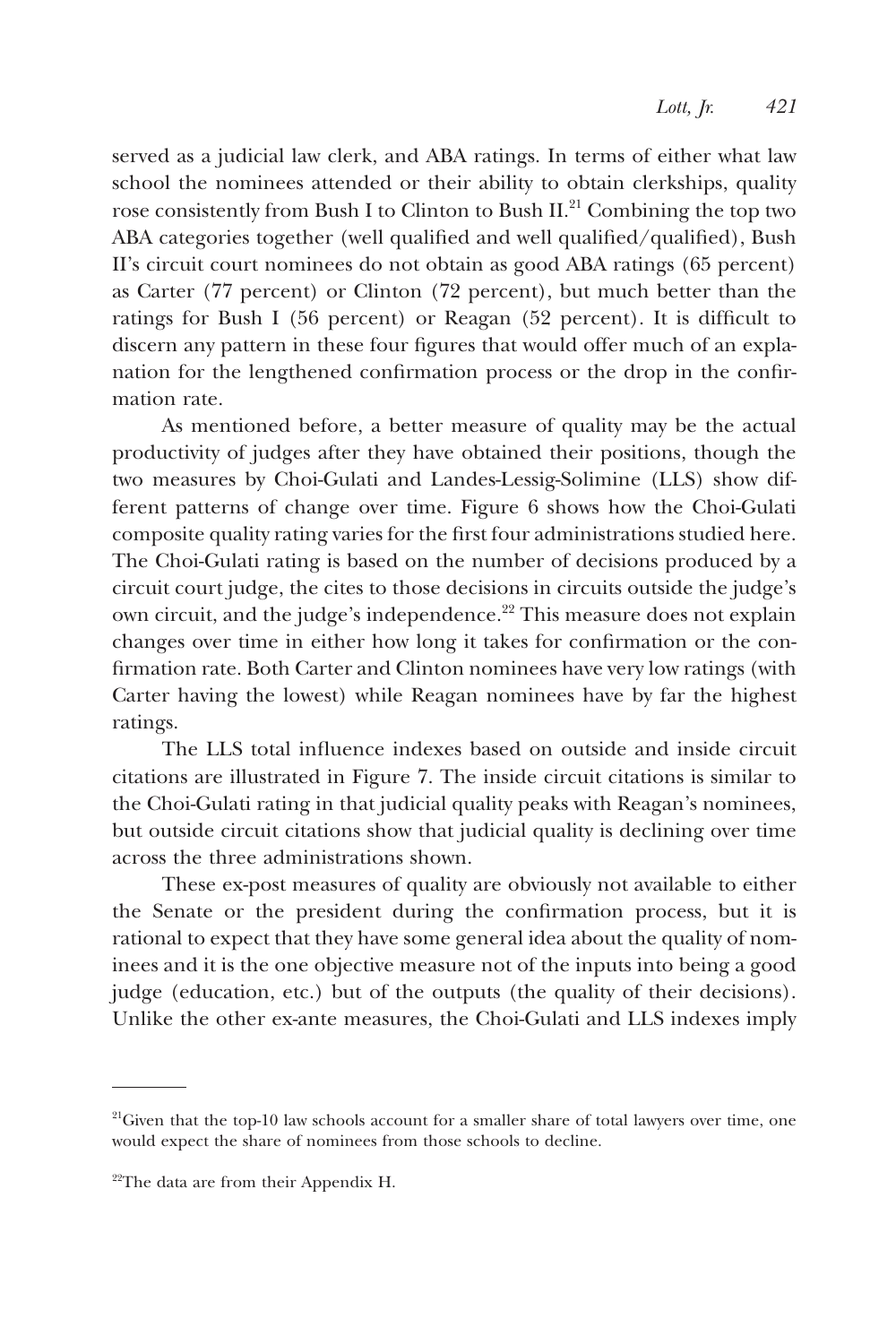served as a judicial law clerk, and ABA ratings. In terms of either what law school the nominees attended or their ability to obtain clerkships, quality rose consistently from Bush I to Clinton to Bush II.[21] Combining the top two ABA categories together (well qualified and well qualified/qualified), Bush II's circuit court nominees do not obtain as good ABA ratings (65 percent) as Carter (77 percent) or Clinton (72 percent), but much better than the ratings for Bush I (56 percent) or Reagan (52 percent). It is difficult to discern any pattern in these four figures that would offer much of an explanation for the lengthened confirmation process or the drop in the confirmation rate.

As mentioned before, a better measure of quality may be the actual productivity of judges after they have obtained their positions, though the two measures by Choi-Gulati and Landes-Lessig-Solimine (LLS) show different patterns of change over time. Figure 6 shows how the Choi-Gulati composite quality rating varies for the first four administrations studied here. The Choi-Gulati rating is based on the number of decisions produced by a circuit court judge, the cites to those decisions in circuits outside the judge's own circuit, and the judge's independence.[22] This measure does not explain changes over time in either how long it takes for confirmation or the confirmation rate. Both Carter and Clinton nominees have very low ratings (with Carter having the lowest) while Reagan nominees have by far the highest ratings.

The LLS total influence indexes based on outside and inside circuit citations are illustrated in Figure 7. The inside circuit citations is similar to the Choi-Gulati rating in that judicial quality peaks with Reagan's nominees, but outside circuit citations show that judicial quality is declining over time across the three administrations shown.

These ex-post measures of quality are obviously not available to either the Senate or the president during the confirmation process, but it is rational to expect that they have some general idea about the quality of nominees and it is the one objective measure not of the inputs into being a good judge (education, etc.) but of the outputs (the quality of their decisions). Unlike the other ex-ante measures, the Choi-Gulati and LLS indexes imply

---

[21]Given that the top-10 law schools account for a smaller share of total lawyers over time, one would expect the share of nominees from those schools to decline.

[22]The data are from their Appendix H.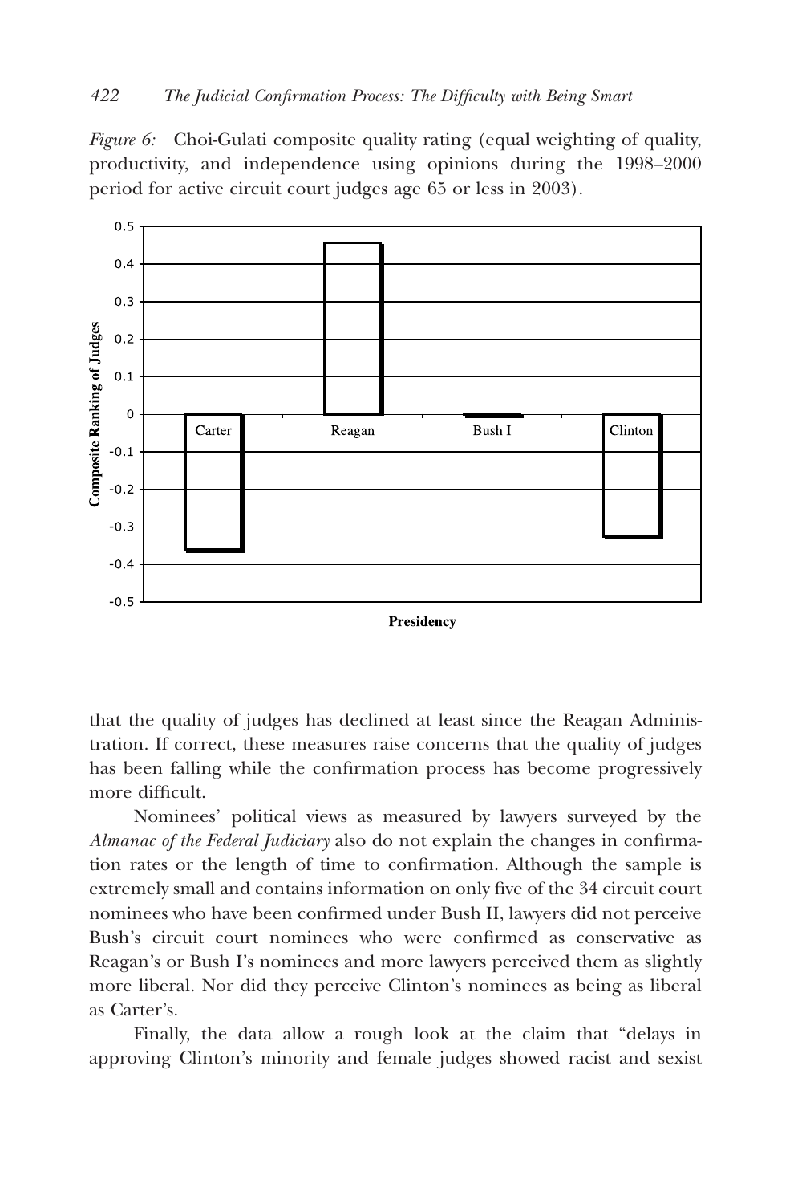*Figure 6:* Choi-Gulati composite quality rating (equal weighting of quality, productivity, and independence using opinions during the 1998–2000 period for active circuit court judges age 65 or less in 2003).

that the quality of judges has declined at least since the Reagan Administration. If correct, these measures raise concerns that the quality of judges has been falling while the confirmation process has become progressively more difficult.

Nominees' political views as measured by lawyers surveyed by the *Almanac of the Federal Judiciary* also do not explain the changes in confirmation rates or the length of time to confirmation. Although the sample is extremely small and contains information on only five of the 34 circuit court nominees who have been confirmed under Bush II, lawyers did not perceive Bush's circuit court nominees who were confirmed as conservative as Reagan's or Bush I's nominees and more lawyers perceived them as slightly more liberal. Nor did they perceive Clinton's nominees as being as liberal as Carter's.

Finally, the data allow a rough look at the claim that "delays in approving Clinton's minority and female judges showed racist and sexist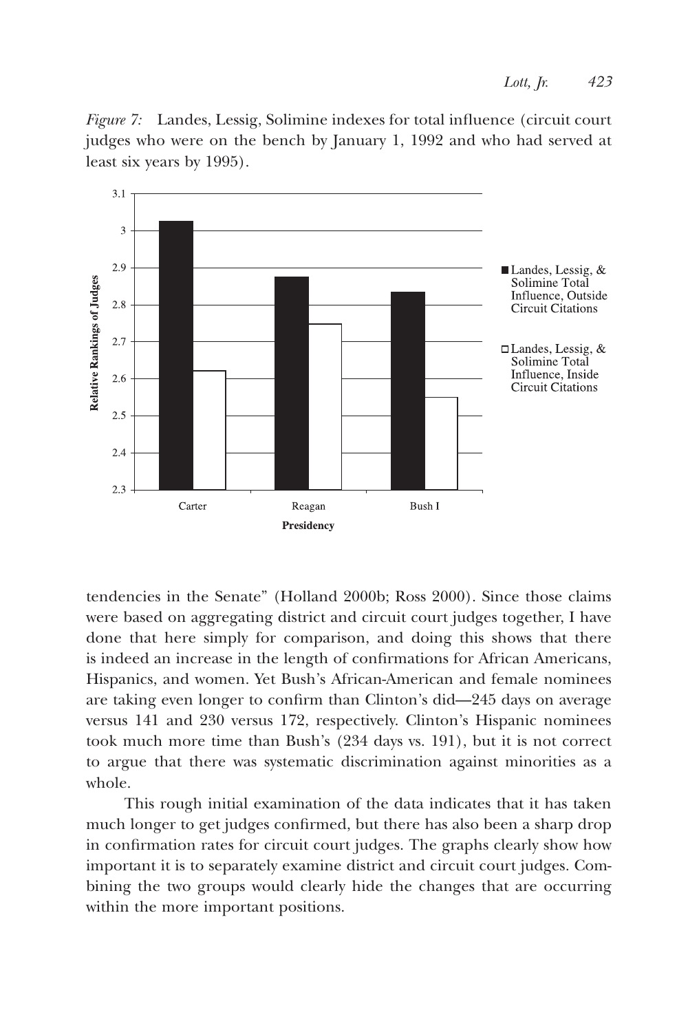*Figure 7:* Landes, Lessig, Solimine indexes for total influence (circuit court judges who were on the bench by January 1, 1992 and who had served at least six years by 1995).

tendencies in the Senate" (Holland 2000b; Ross 2000). Since those claims were based on aggregating district and circuit court judges together, I have done that here simply for comparison, and doing this shows that there is indeed an increase in the length of confirmations for African Americans, Hispanics, and women. Yet Bush's African-American and female nominees are taking even longer to confirm than Clinton's did—245 days on average versus 141 and 230 versus 172, respectively. Clinton's Hispanic nominees took much more time than Bush's (234 days vs. 191), but it is not correct to argue that there was systematic discrimination against minorities as a whole.

This rough initial examination of the data indicates that it has taken much longer to get judges confirmed, but there has also been a sharp drop in confirmation rates for circuit court judges. The graphs clearly show how important it is to separately examine district and circuit court judges. Combining the two groups would clearly hide the changes that are occurring within the more important positions.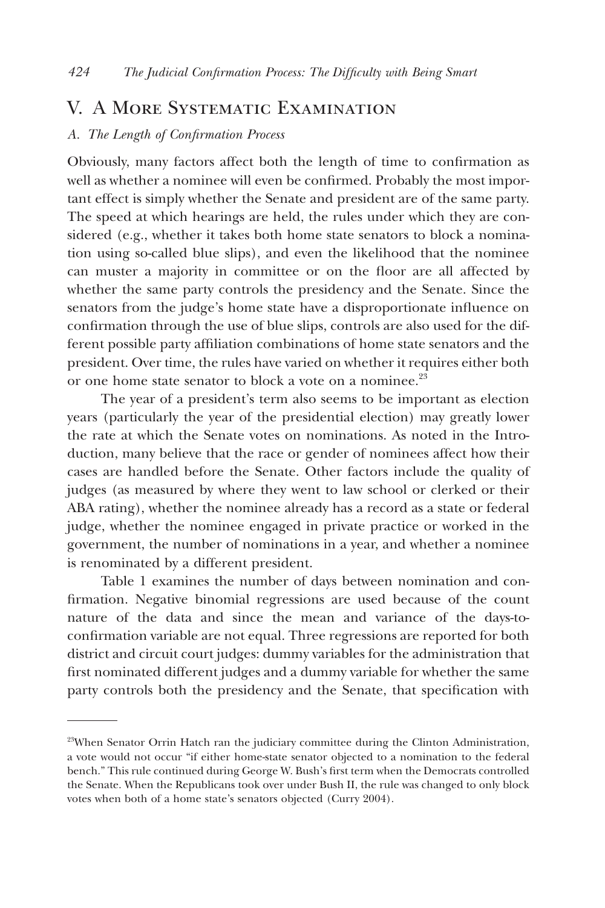## V. A More Systematic Examination

### *A. The Length of Confirmation Process*

Obviously, many factors affect both the length of time to confirmation as well as whether a nominee will even be confirmed. Probably the most important effect is simply whether the Senate and president are of the same party. The speed at which hearings are held, the rules under which they are considered (e.g., whether it takes both home state senators to block a nomination using so-called blue slips), and even the likelihood that the nominee can muster a majority in committee or on the floor are all affected by whether the same party controls the presidency and the Senate. Since the senators from the judge's home state have a disproportionate influence on confirmation through the use of blue slips, controls are also used for the different possible party affiliation combinations of home state senators and the president. Over time, the rules have varied on whether it requires either both or one home state senator to block a vote on a nominee.[23]

The year of a president's term also seems to be important as election years (particularly the year of the presidential election) may greatly lower the rate at which the Senate votes on nominations. As noted in the Introduction, many believe that the race or gender of nominees affect how their cases are handled before the Senate. Other factors include the quality of judges (as measured by where they went to law school or clerked or their ABA rating), whether the nominee already has a record as a state or federal judge, whether the nominee engaged in private practice or worked in the government, the number of nominations in a year, and whether a nominee is renominated by a different president.

Table 1 examines the number of days between nomination and confirmation. Negative binomial regressions are used because of the count nature of the data and since the mean and variance of the days-to-confirmation variable are not equal. Three regressions are reported for both district and circuit court judges: dummy variables for the administration that first nominated different judges and a dummy variable for whether the same party controls both the presidency and the Senate, that specification with

---

[23]When Senator Orrin Hatch ran the judiciary committee during the Clinton Administration, a vote would not occur "if either home-state senator objected to a nomination to the federal bench." This rule continued during George W. Bush's first term when the Democrats controlled the Senate. When the Republicans took over under Bush II, the rule was changed to only block votes when both of a home state's senators objected (Curry 2004).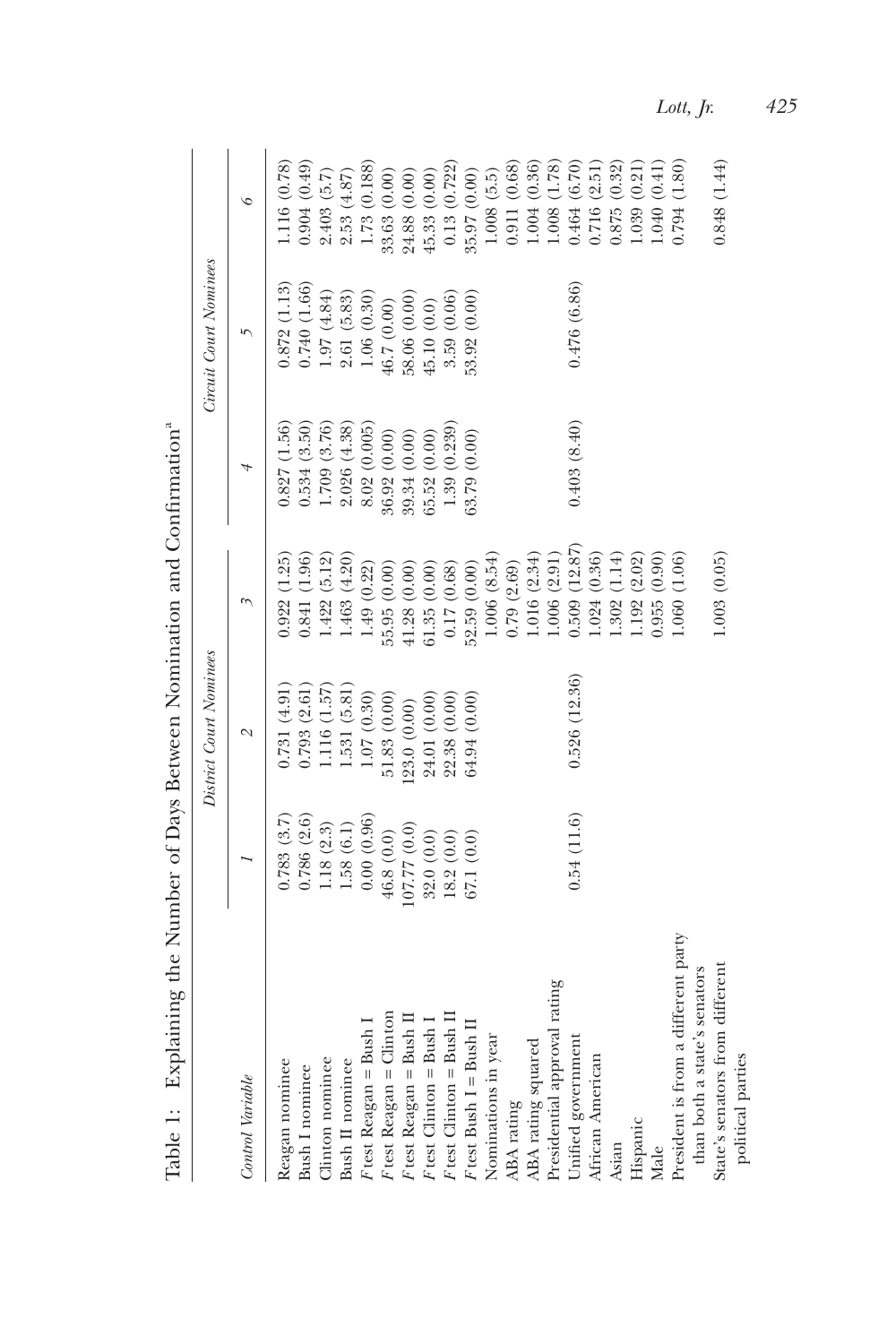Table 1: Explaining the Number of Days Between Nomination and Confirmation[a]

| Control Variable | District Court Nominees | | | Circuit Court Nominees | | |
|---|---|---|---|---|---|---|
| | 1 | 2 | 3 | 4 | 5 | 6 |
| Reagan nominee | 0.783 (3.7) | 0.731 (4.91) | 0.922 (1.25) | 0.827 (1.56) | 0.872 (1.13) | 1.116 (0.78) |
| Bush I nominee | 0.786 (2.6) | 0.793 (2.61) | 0.841 (1.96) | 0.534 (3.50) | 0.740 (1.66) | 0.904 (0.49) |
| Clinton nominee | 1.18 (2.3) | 1.116 (1.57) | 1.422 (5.12) | 1.709 (3.76) | 1.97 (4.84) | 2.403 (5.7) |
| Bush II nominee | 1.58 (6.1) | 1.531 (5.81) | 1.463 (4.20) | 2.026 (4.38) | 2.61 (5.83) | 2.53 (4.87) |
| *F* test Reagan = Bush I | 0.00 (0.96) | 1.07 (0.30) | 1.49 (0.22) | 8.02 (0.005) | 1.06 (0.30) | 1.73 (0.188) |
| *F* test Reagan = Clinton | 46.8 (0.0) | 51.83 (0.00) | 55.95 (0.00) | 36.92 (0.00) | 46.7 (0.00) | 33.63 (0.00) |
| *F* test Reagan = Bush II | 107.77 (0.0) | 123.0 (0.00) | 41.28 (0.00) | 39.34 (0.00) | 58.06 (0.00) | 24.88 (0.00) |
| *F* test Clinton = Bush I | 32.0 (0.0) | 24.01 (0.00) | 61.35 (0.00) | 65.52 (0.00) | 45.10 (0.0) | 45.33 (0.00) |
| *F* test Clinton = Bush II | 18.2 (0.0) | 22.38 (0.00) | 0.17 (0.68) | 1.39 (0.239) | 3.59 (0.06) | 0.13 (0.722) |
| *F* test Bush I = Bush II | 67.1 (0.0) | 64.94 (0.00) | 52.59 (0.00) | 63.79 (0.00) | 53.92 (0.00) | 35.97 (0.00) |
| Nominations in year | | | 1.006 (8.54) | | | 1.008 (5.5) |
| ABA rating | | | 0.79 (2.69) | | | 0.911 (0.68) |
| ABA rating squared | | | 1.016 (2.34) | | | 1.004 (0.36) |
| Presidential approval rating | | | 1.006 (2.91) | | | 1.008 (1.78) |
| Unified government | 0.54 (11.6) | 0.526 (12.36) | 0.509 (12.87) | 0.403 (8.40) | 0.476 (6.86) | 0.464 (6.70) |
| African American | | | 1.024 (0.36) | | | 0.716 (2.51) |
| Asian | | | 1.302 (1.14) | | | 0.875 (0.32) |
| Hispanic | | | 1.192 (2.02) | | | 1.039 (0.21) |
| Male | | | 0.955 (0.90) | | | 1.040 (0.41) |
| President is from a different party than both a state's senators | | | 1.060 (1.06) | | | 0.794 (1.80) |
| State's senators from different political parties | | | 1.003 (0.05) | | | 0.848 (1.44) |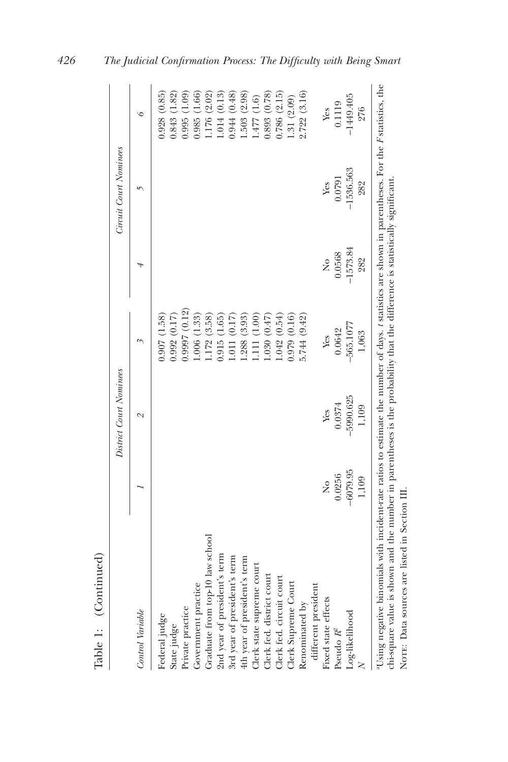Table 1: (Continued)

| Control Variable | District Court Nominees | | | Circuit Court Nominees | | |
|---|---|---|---|---|---|---|
| | 1 | 2 | 3 | 4 | 5 | 6 |
| Federal judge | | | 0.907 (1.58) | | | 0.928 (0.85) |
| State judge | | | 0.992 (0.17) | | | 0.843 (1.82) |
| Private practice | | | 0.9997 (0.12) | | | 0.995 (1.09) |
| Government practice | | | 1.006 (1.33) | | | 0.985 (1.66) |
| Graduate from top-10 law school | | | 1.172 (3.58) | | | 1.176 (2.02) |
| 2nd year of president's term | | | 0.915 (1.65) | | | 1.014 (0.13) |
| 3rd year of president's term | | | 1.011 (0.17) | | | 0.944 (0.48) |
| 4th year of president's term | | | 1.288 (3.93) | | | 1.503 (2.98) |
| Clerk state supreme court | | | 1.111 (1.00) | | | 1.477 (1.6) |
| Clerk fed. district court | | | 1.030 (0.47) | | | 0.893 (0.78) |
| Clerk fed. circuit court | | | 1.042 (0.54) | | | 0.786 (2.15) |
| Clerk Supreme Court | | | 0.979 (0.16) | | | 1.31 (2.09) |
| Renominated by different president | | | 5.744 (9.42) | | | 2.722 (3.16) |
| Fixed state effects | No | Yes | Yes | No | Yes | Yes |
| Pseudo $R^2$ | 0.0256 | 0.0374 | 0.0642 | 0.0568 | 0.0791 | 0.1119 |
| Log-likelihood | −6079.95 | −5990.625 | −565.1077 | −1573.84 | −1536.563 | −1449.405 |
| $N$ | 1,109 | 1,109 | 1,063 | 282 | 282 | 276 |

[a]Using negative binomials with incident-rate ratios to estimate the number of days. *t* statistics are shown in parentheses. For the *F* statistics, the chi-square value is shown and the number in parentheses is the probability that the difference is statistically significant.

NOTE: Data sources are listed in Section III.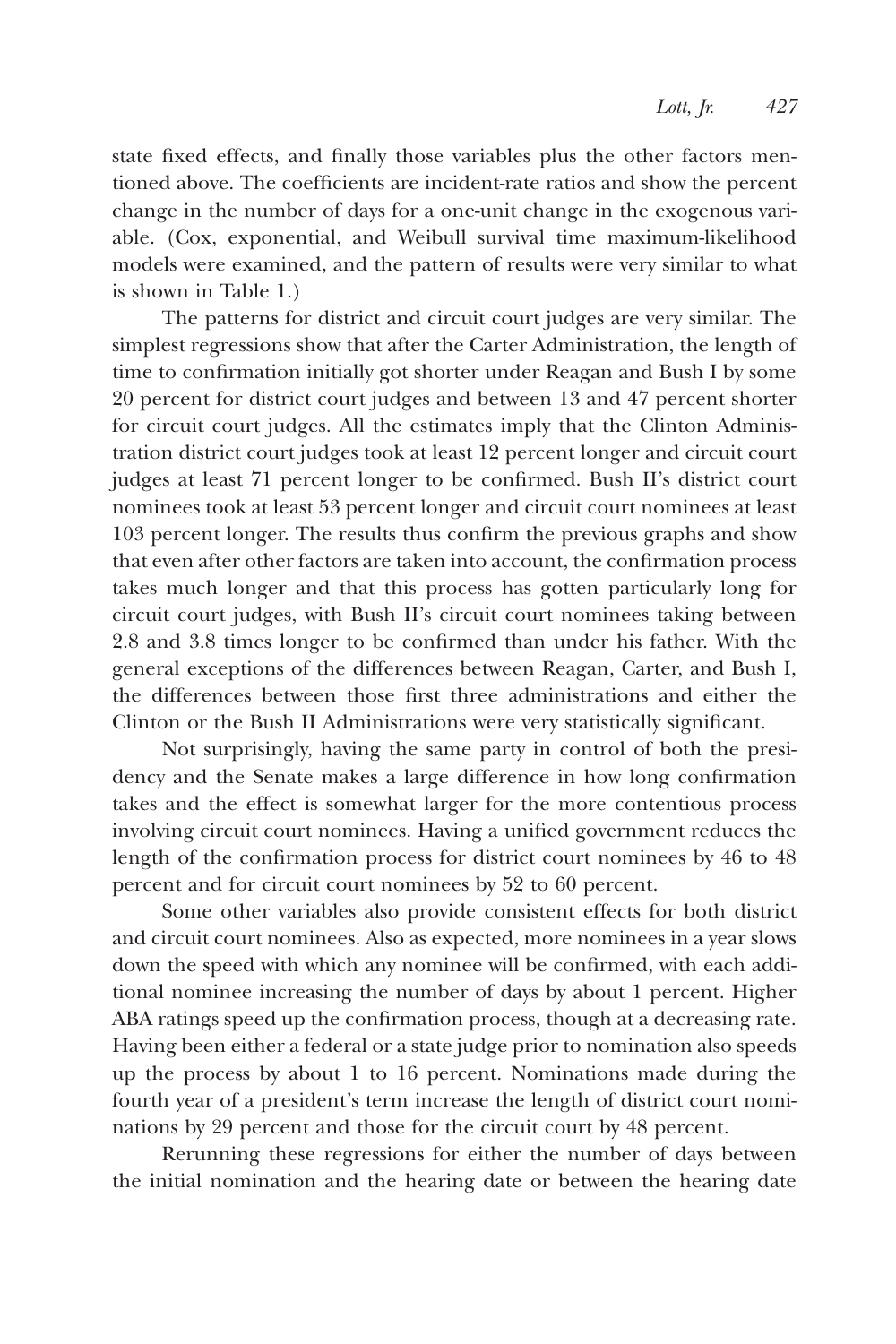state fixed effects, and finally those variables plus the other factors mentioned above. The coefficients are incident-rate ratios and show the percent change in the number of days for a one-unit change in the exogenous variable. (Cox, exponential, and Weibull survival time maximum-likelihood models were examined, and the pattern of results were very similar to what is shown in Table 1.)

The patterns for district and circuit court judges are very similar. The simplest regressions show that after the Carter Administration, the length of time to confirmation initially got shorter under Reagan and Bush I by some 20 percent for district court judges and between 13 and 47 percent shorter for circuit court judges. All the estimates imply that the Clinton Administration district court judges took at least 12 percent longer and circuit court judges at least 71 percent longer to be confirmed. Bush II's district court nominees took at least 53 percent longer and circuit court nominees at least 103 percent longer. The results thus confirm the previous graphs and show that even after other factors are taken into account, the confirmation process takes much longer and that this process has gotten particularly long for circuit court judges, with Bush II's circuit court nominees taking between 2.8 and 3.8 times longer to be confirmed than under his father. With the general exceptions of the differences between Reagan, Carter, and Bush I, the differences between those first three administrations and either the Clinton or the Bush II Administrations were very statistically significant.

Not surprisingly, having the same party in control of both the presidency and the Senate makes a large difference in how long confirmation takes and the effect is somewhat larger for the more contentious process involving circuit court nominees. Having a unified government reduces the length of the confirmation process for district court nominees by 46 to 48 percent and for circuit court nominees by 52 to 60 percent.

Some other variables also provide consistent effects for both district and circuit court nominees. Also as expected, more nominees in a year slows down the speed with which any nominee will be confirmed, with each additional nominee increasing the number of days by about 1 percent. Higher ABA ratings speed up the confirmation process, though at a decreasing rate. Having been either a federal or a state judge prior to nomination also speeds up the process by about 1 to 16 percent. Nominations made during the fourth year of a president's term increase the length of district court nominations by 29 percent and those for the circuit court by 48 percent.

Rerunning these regressions for either the number of days between the initial nomination and the hearing date or between the hearing date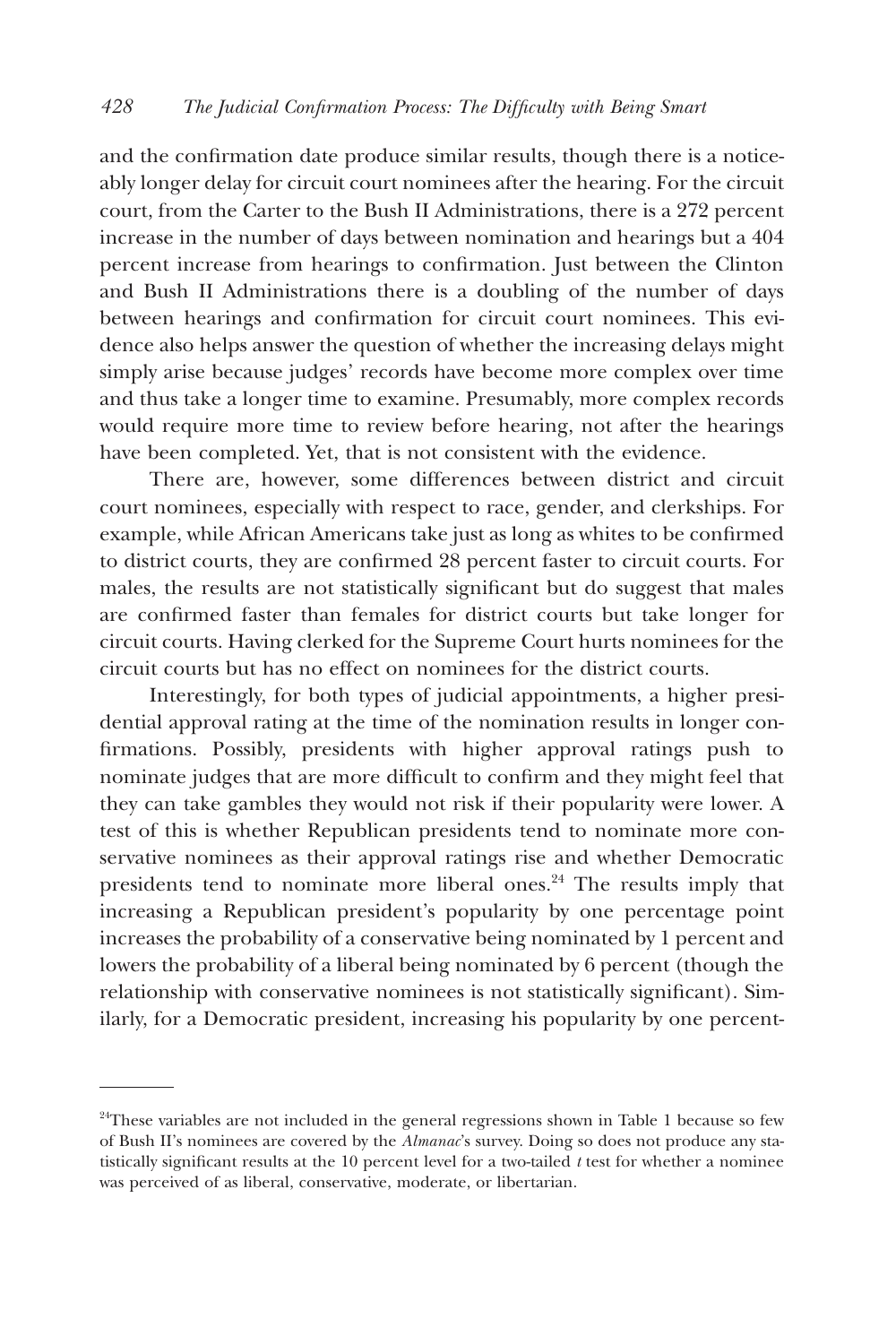and the confirmation date produce similar results, though there is a noticeably longer delay for circuit court nominees after the hearing. For the circuit court, from the Carter to the Bush II Administrations, there is a 272 percent increase in the number of days between nomination and hearings but a 404 percent increase from hearings to confirmation. Just between the Clinton and Bush II Administrations there is a doubling of the number of days between hearings and confirmation for circuit court nominees. This evidence also helps answer the question of whether the increasing delays might simply arise because judges' records have become more complex over time and thus take a longer time to examine. Presumably, more complex records would require more time to review before hearing, not after the hearings have been completed. Yet, that is not consistent with the evidence.

There are, however, some differences between district and circuit court nominees, especially with respect to race, gender, and clerkships. For example, while African Americans take just as long as whites to be confirmed to district courts, they are confirmed 28 percent faster to circuit courts. For males, the results are not statistically significant but do suggest that males are confirmed faster than females for district courts but take longer for circuit courts. Having clerked for the Supreme Court hurts nominees for the circuit courts but has no effect on nominees for the district courts.

Interestingly, for both types of judicial appointments, a higher presidential approval rating at the time of the nomination results in longer confirmations. Possibly, presidents with higher approval ratings push to nominate judges that are more difficult to confirm and they might feel that they can take gambles they would not risk if their popularity were lower. A test of this is whether Republican presidents tend to nominate more conservative nominees as their approval ratings rise and whether Democratic presidents tend to nominate more liberal ones.[24] The results imply that increasing a Republican president's popularity by one percentage point increases the probability of a conservative being nominated by 1 percent and lowers the probability of a liberal being nominated by 6 percent (though the relationship with conservative nominees is not statistically significant). Similarly, for a Democratic president, increasing his popularity by one percent-

[24]These variables are not included in the general regressions shown in Table 1 because so few of Bush II's nominees are covered by the *Almanac*'s survey. Doing so does not produce any statistically significant results at the 10 percent level for a two-tailed $t$ test for whether a nominee was perceived of as liberal, conservative, moderate, or libertarian.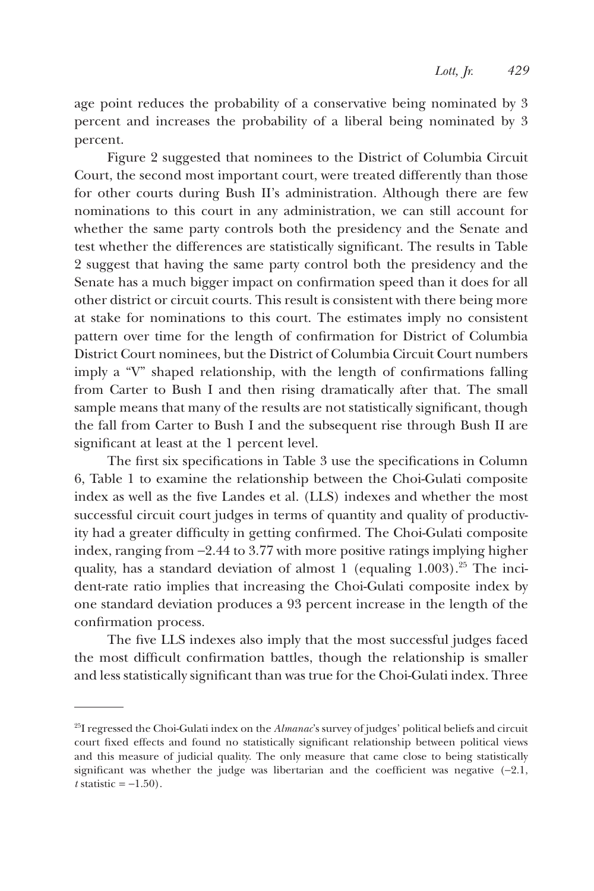age point reduces the probability of a conservative being nominated by 3 percent and increases the probability of a liberal being nominated by 3 percent.

Figure 2 suggested that nominees to the District of Columbia Circuit Court, the second most important court, were treated differently than those for other courts during Bush II's administration. Although there are few nominations to this court in any administration, we can still account for whether the same party controls both the presidency and the Senate and test whether the differences are statistically significant. The results in Table 2 suggest that having the same party control both the presidency and the Senate has a much bigger impact on confirmation speed than it does for all other district or circuit courts. This result is consistent with there being more at stake for nominations to this court. The estimates imply no consistent pattern over time for the length of confirmation for District of Columbia District Court nominees, but the District of Columbia Circuit Court numbers imply a "V" shaped relationship, with the length of confirmations falling from Carter to Bush I and then rising dramatically after that. The small sample means that many of the results are not statistically significant, though the fall from Carter to Bush I and the subsequent rise through Bush II are significant at least at the 1 percent level.

The first six specifications in Table 3 use the specifications in Column 6, Table 1 to examine the relationship between the Choi-Gulati composite index as well as the five Landes et al. (LLS) indexes and whether the most successful circuit court judges in terms of quantity and quality of productivity had a greater difficulty in getting confirmed. The Choi-Gulati composite index, ranging from −2.44 to 3.77 with more positive ratings implying higher quality, has a standard deviation of almost 1 (equaling 1.003).[25] The incident-rate ratio implies that increasing the Choi-Gulati composite index by one standard deviation produces a 93 percent increase in the length of the confirmation process.

The five LLS indexes also imply that the most successful judges faced the most difficult confirmation battles, though the relationship is smaller and less statistically significant than was true for the Choi-Gulati index. Three

[25] I regressed the Choi-Gulati index on the *Almanac*'s survey of judges' political beliefs and circuit court fixed effects and found no statistically significant relationship between political views and this measure of judicial quality. The only measure that came close to being statistically significant was whether the judge was libertarian and the coefficient was negative (−2.1, $t$ statistic = −1.50).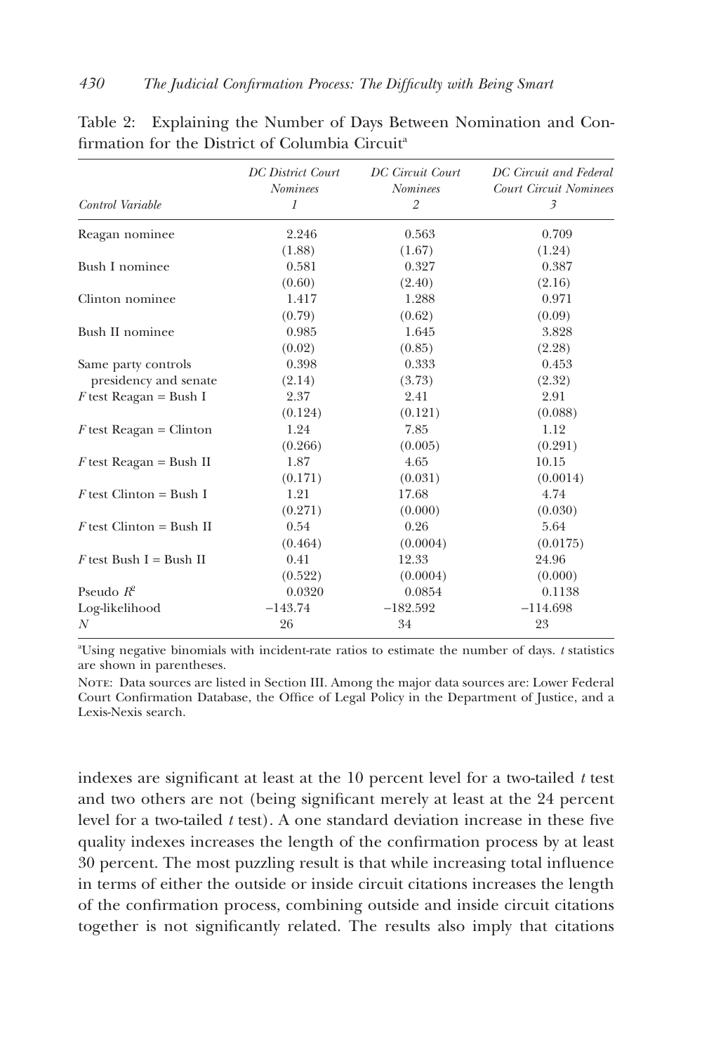Table 2: Explaining the Number of Days Between Nomination and Confirmation for the District of Columbia Circuit[a]

| Control Variable | *DC District Court Nominees* 1 | *DC Circuit Court Nominees* 2 | *DC Circuit and Federal Court Circuit Nominees* 3 |
|---|---|---|---|
| Reagan nominee | 2.246 | 0.563 | 0.709 |
| | (1.88) | (1.67) | (1.24) |
| Bush I nominee | 0.581 | 0.327 | 0.387 |
| | (0.60) | (2.40) | (2.16) |
| Clinton nominee | 1.417 | 1.288 | 0.971 |
| | (0.79) | (0.62) | (0.09) |
| Bush II nominee | 0.985 | 1.645 | 3.828 |
| | (0.02) | (0.85) | (2.28) |
| Same party controls presidency and senate | 0.398 | 0.333 | 0.453 |
| | (2.14) | (3.73) | (2.32) |
| *F* test Reagan = Bush I | 2.37 | 2.41 | 2.91 |
| | (0.124) | (0.121) | (0.088) |
| *F* test Reagan = Clinton | 1.24 | 7.85 | 1.12 |
| | (0.266) | (0.005) | (0.291) |
| *F* test Reagan = Bush II | 1.87 | 4.65 | 10.15 |
| | (0.171) | (0.031) | (0.0014) |
| *F* test Clinton = Bush I | 1.21 | 17.68 | 4.74 |
| | (0.271) | (0.000) | (0.030) |
| *F* test Clinton = Bush II | 0.54 | 0.26 | 5.64 |
| | (0.464) | (0.0004) | (0.0175) |
| *F* test Bush I = Bush II | 0.41 | 12.33 | 24.96 |
| | (0.522) | (0.0004) | (0.000) |
| Pseudo $R^2$ | 0.0320 | 0.0854 | 0.1138 |
| Log-likelihood | −143.74 | −182.592 | −114.698 |
| *N* | 26 | 34 | 23 |

[a]Using negative binomials with incident-rate ratios to estimate the number of days. *t* statistics are shown in parentheses.

NOTE: Data sources are listed in Section III. Among the major data sources are: Lower Federal Court Confirmation Database, the Office of Legal Policy in the Department of Justice, and a Lexis-Nexis search.

indexes are significant at least at the 10 percent level for a two-tailed *t* test and two others are not (being significant merely at least at the 24 percent level for a two-tailed *t* test). A one standard deviation increase in these five quality indexes increases the length of the confirmation process by at least 30 percent. The most puzzling result is that while increasing total influence in terms of either the outside or inside circuit citations increases the length of the confirmation process, combining outside and inside circuit citations together is not significantly related. The results also imply that citations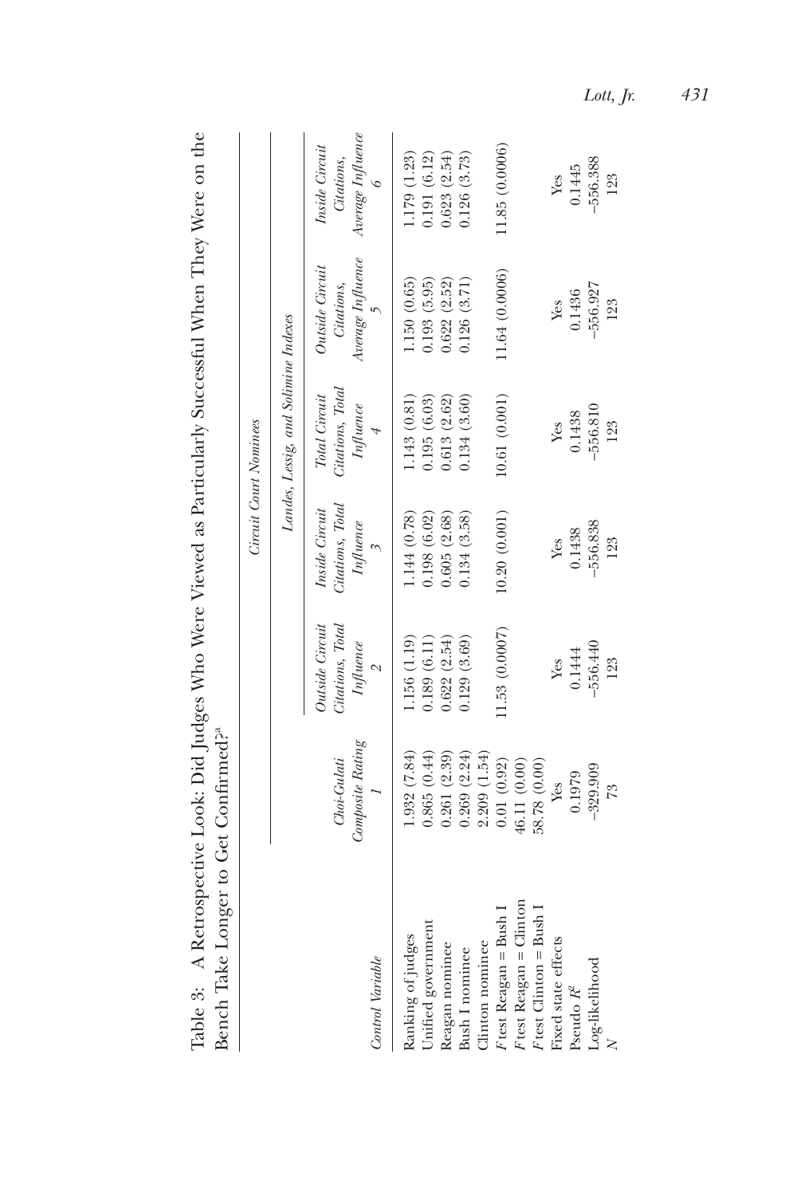Table 3: A Retrospective Look: Did Judges Who Were Viewed as Particularly Successful When They Were on the Bench Take Longer to Get Confirmed?[a]

| | | Circuit Court Nominees | | | | |
|---|---|---|---|---|---|---|
| | | | Landes, Lessig, and Solimine Indexes | | | |
| *Control Variable* | *Choi-Gulati Composite Rating* 1 | *Outside Circuit Citations, Total Influence* 2 | *Inside Circuit Citations, Total Influence* 3 | *Total Circuit Citations, Total Influence* 4 | *Outside Circuit Citations, Average Influence* 5 | *Inside Circuit Citations, Average Influence* 6 |
| Ranking of judges | 1.932 (7.84) | 1.156 (1.19) | 1.144 (0.78) | 1.143 (0.81) | 1.150 (0.65) | 1.179 (1.23) |
| Unified government | 0.865 (0.44) | 0.189 (6.11) | 0.198 (6.02) | 0.195 (6.03) | 0.193 (5.95) | 0.191 (6.12) |
| Reagan nominee | 0.261 (2.39) | 0.622 (2.54) | 0.605 (2.68) | 0.613 (2.62) | 0.622 (2.52) | 0.623 (2.54) |
| Bush I nominee | 0.269 (2.24) | 0.129 (3.69) | 0.134 (3.58) | 0.134 (3.60) | 0.126 (3.71) | 0.126 (3.73) |
| Clinton nominee | 2.209 (1.54) | | | | | |
| *F* test Reagan = Bush I | 0.01 (0.92) | 11.53 (0.0007) | 10.20 (0.001) | 10.61 (0.001) | 11.64 (0.0006) | 11.85 (0.0006) |
| *F* test Reagan = Clinton | 46.11 (0.00) | | | | | |
| *F* test Clinton = Bush I | 58.78 (0.00) | | | | | |
| Fixed state effects | Yes | Yes | Yes | Yes | Yes | Yes |
| Pseudo $R^2$ | 0.1979 | 0.1444 | 0.1438 | 0.1438 | 0.1436 | 0.1445 |
| Log-likelihood | −329.909 | −556.440 | −556.838 | −556.810 | −556.927 | −556.388 |
| $N$ | 73 | 123 | 123 | 123 | 123 | 123 |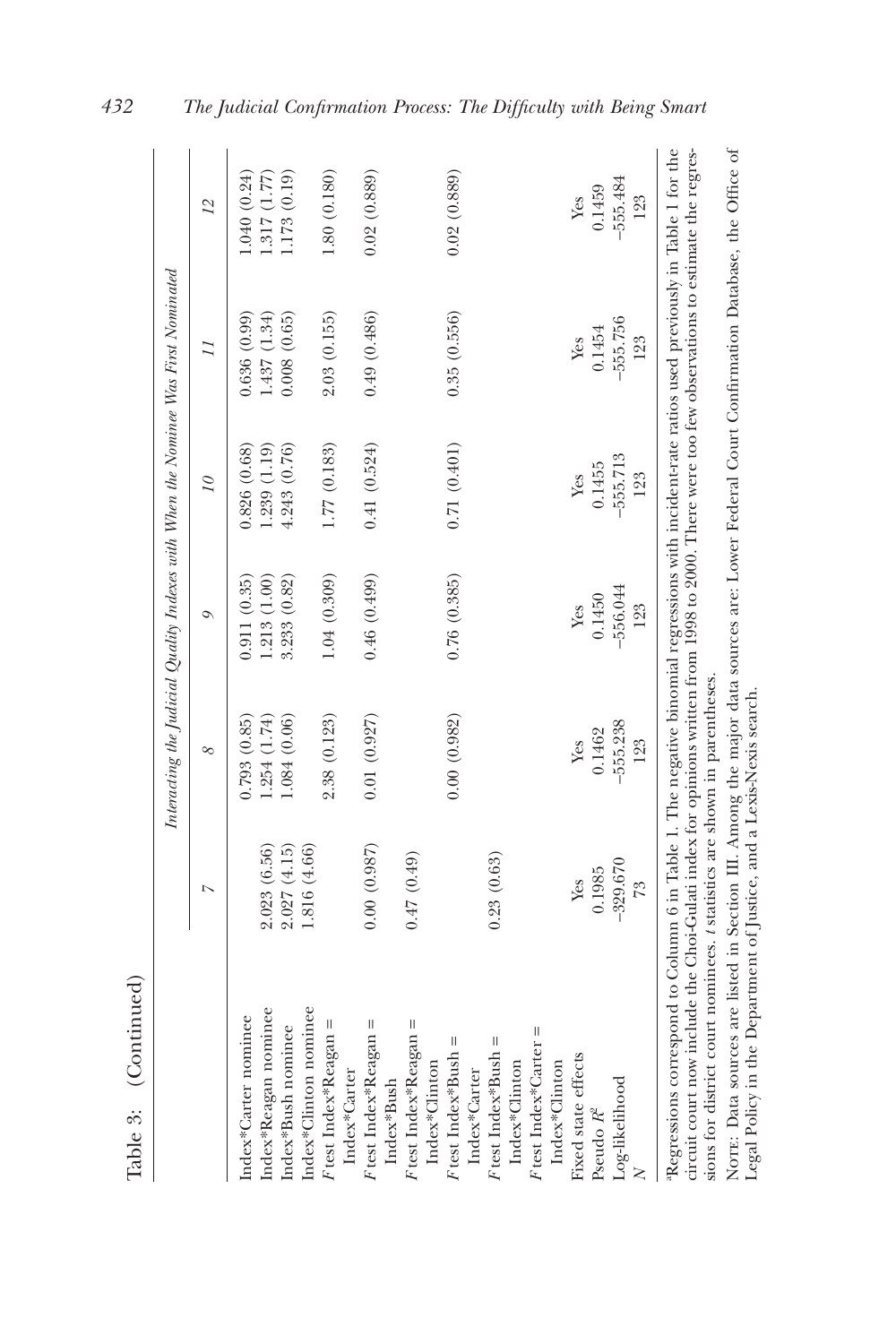Table 3: (Continued)

| | Interacting the Judicial Quality Indexes with When the Nominee Was First Nominated | | | | | |
|---|---|---|---|---|---|---|
| | 7 | 8 | 9 | 10 | 11 | 12 |
| Index*Carter nominee | | 0.793 (0.85) | 0.911 (0.35) | 0.826 (0.68) | 0.636 (0.99) | 1.040 (0.24) |
| Index*Reagan nominee | 2.023 (6.56) | 1.254 (1.74) | 1.213 (1.00) | 1.239 (1.19) | 1.437 (1.34) | 1.317 (1.77) |
| Index*Bush nominee | 2.027 (4.15) | 1.084 (0.06) | 3.233 (0.82) | 4.243 (0.76) | 0.008 (0.65) | 1.173 (0.19) |
| Index*Clinton nominee | 1.816 (4.66) | | | | | |
| $F$ test Index*Reagan = Index*Carter | | 2.38 (0.123) | 1.04 (0.309) | 1.77 (0.183) | 2.03 (0.155) | 1.80 (0.180) |
| $F$ test Index*Reagan = Index*Bush | 0.00 (0.987) | 0.01 (0.927) | 0.46 (0.499) | 0.41 (0.524) | 0.49 (0.486) | 0.02 (0.889) |
| $F$ test Index*Reagan = Index*Clinton | 0.47 (0.49) | | | | | |
| $F$ test Index*Bush = Index*Carter | | 0.00 (0.982) | 0.76 (0.385) | 0.71 (0.401) | 0.35 (0.556) | 0.02 (0.889) |
| $F$ test Index*Bush = Index*Clinton | 0.23 (0.63) | | | | | |
| $F$ test Index*Carter = Index*Clinton | | | | | | |
| Fixed state effects | Yes | Yes | Yes | Yes | Yes | Yes |
| Pseudo $R^2$ | 0.1985 | 0.1462 | 0.1450 | 0.1455 | 0.1454 | 0.1459 |
| Log-likelihood | −329.670 | −555.238 | −556.044 | −555.713 | −555.756 | −555.484 |
| $N$ | 73 | 123 | 123 | 123 | 123 | 123 |

[a]Regressions correspond to Column 6 in Table 1. The negative binomial regressions with incident-rate ratios used previously in Table 1 for the circuit court now include the Choi-Gulati index for opinions written from 1998 to 2000. There were too few observations to estimate the regressions for district court nominees. $t$ statistics are shown in parentheses.

NOTE: Data sources are listed in Section III. Among the major data sources are: Lower Federal Court Confirmation Database, the Office of Legal Policy in the Department of Justice, and a Lexis-Nexis search.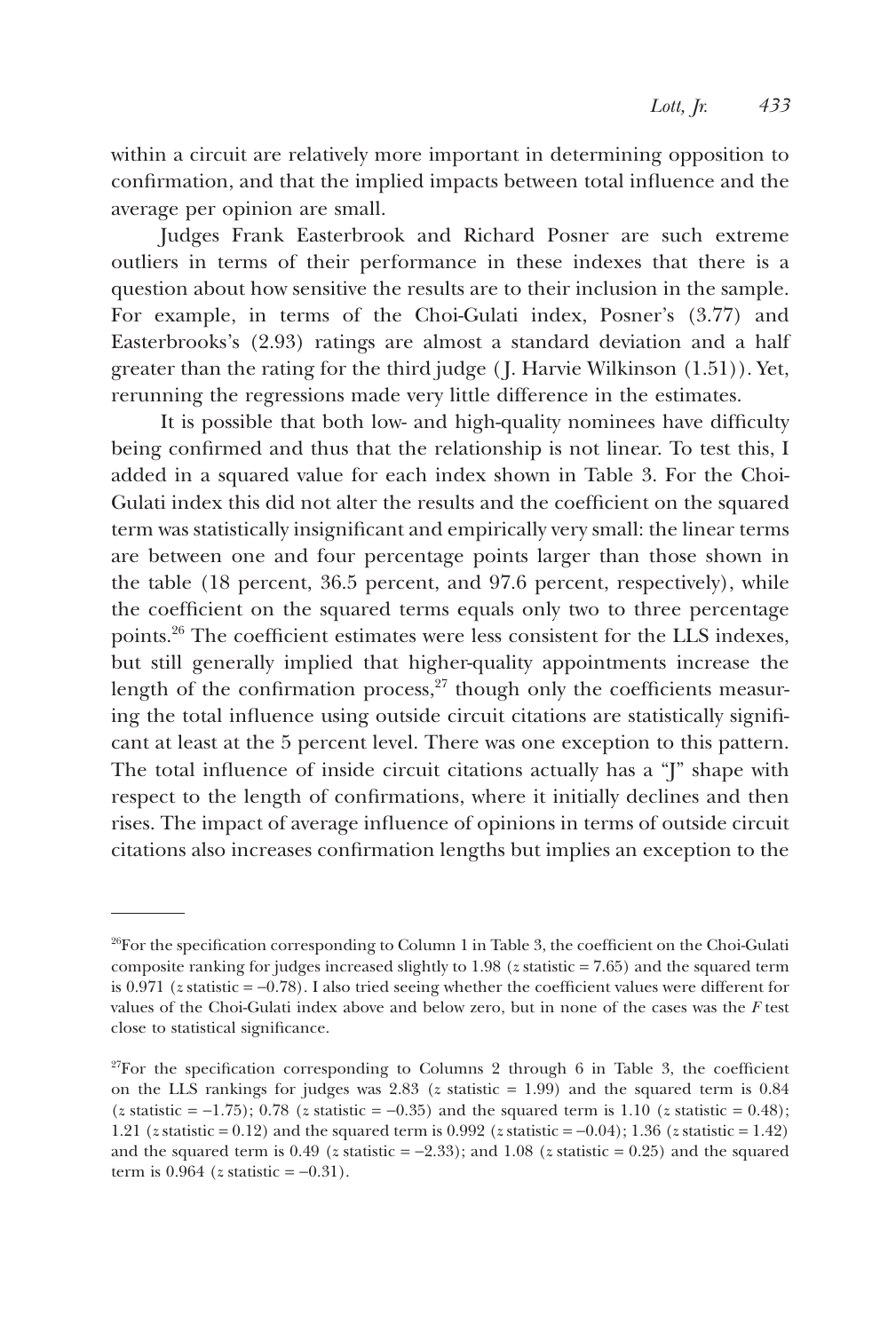within a circuit are relatively more important in determining opposition to confirmation, and that the implied impacts between total influence and the average per opinion are small.

Judges Frank Easterbrook and Richard Posner are such extreme outliers in terms of their performance in these indexes that there is a question about how sensitive the results are to their inclusion in the sample. For example, in terms of the Choi-Gulati index, Posner's (3.77) and Easterbrooks's (2.93) ratings are almost a standard deviation and a half greater than the rating for the third judge (J. Harvie Wilkinson (1.51)). Yet, rerunning the regressions made very little difference in the estimates.

It is possible that both low- and high-quality nominees have difficulty being confirmed and thus that the relationship is not linear. To test this, I added in a squared value for each index shown in Table 3. For the Choi-Gulati index this did not alter the results and the coefficient on the squared term was statistically insignificant and empirically very small: the linear terms are between one and four percentage points larger than those shown in the table (18 percent, 36.5 percent, and 97.6 percent, respectively), while the coefficient on the squared terms equals only two to three percentage points.[26] The coefficient estimates were less consistent for the LLS indexes, but still generally implied that higher-quality appointments increase the length of the confirmation process,[27] though only the coefficients measuring the total influence using outside circuit citations are statistically significant at least at the 5 percent level. There was one exception to this pattern. The total influence of inside circuit citations actually has a "J" shape with respect to the length of confirmations, where it initially declines and then rises. The impact of average influence of opinions in terms of outside circuit citations also increases confirmation lengths but implies an exception to the

---

[26]For the specification corresponding to Column 1 in Table 3, the coefficient on the Choi-Gulati composite ranking for judges increased slightly to 1.98 ($z$ statistic = 7.65) and the squared term is 0.971 ($z$ statistic = −0.78). I also tried seeing whether the coefficient values were different for values of the Choi-Gulati index above and below zero, but in none of the cases was the $F$ test close to statistical significance.

[27]For the specification corresponding to Columns 2 through 6 in Table 3, the coefficient on the LLS rankings for judges was 2.83 ($z$ statistic = 1.99) and the squared term is 0.84 ($z$ statistic = −1.75); 0.78 ($z$ statistic = −0.35) and the squared term is 1.10 ($z$ statistic = 0.48); 1.21 ($z$ statistic = 0.12) and the squared term is 0.992 ($z$ statistic = −0.04); 1.36 ($z$ statistic = 1.42) and the squared term is 0.49 ($z$ statistic = −2.33); and 1.08 ($z$ statistic = 0.25) and the squared term is 0.964 ($z$ statistic = −0.31).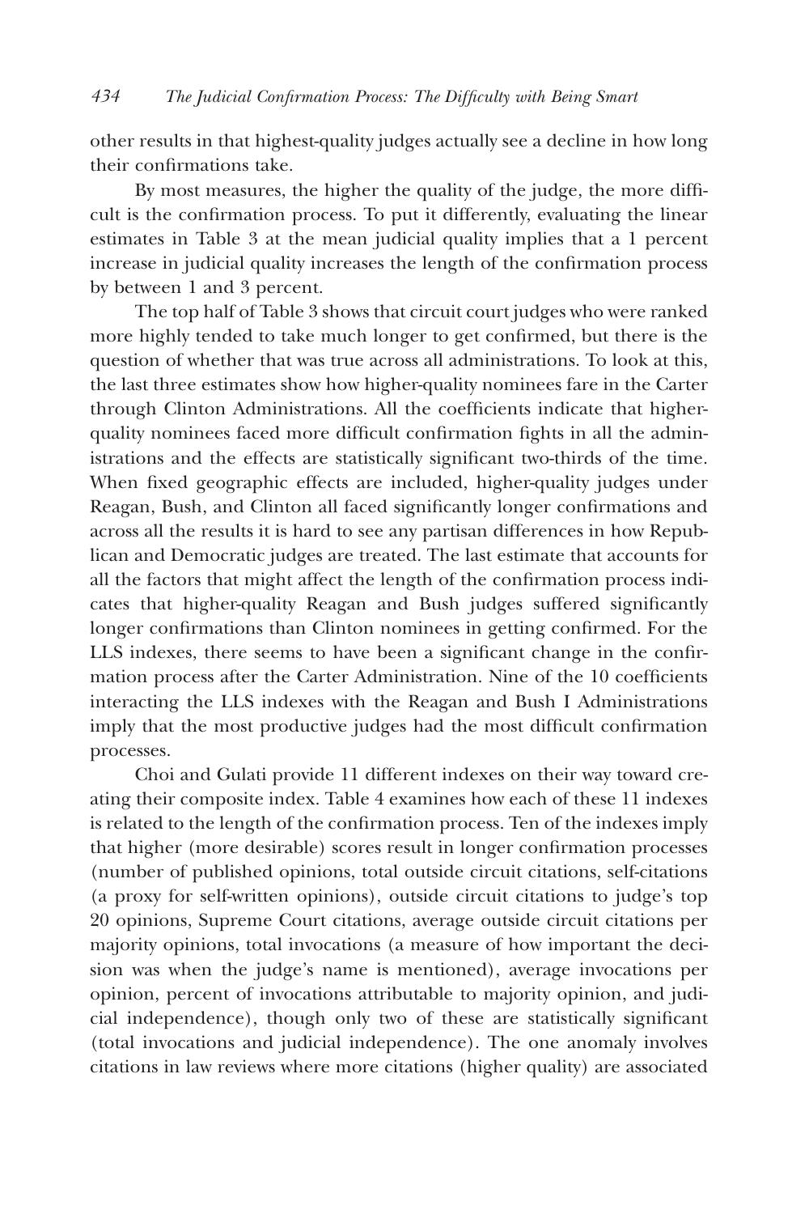other results in that highest-quality judges actually see a decline in how long their confirmations take.

By most measures, the higher the quality of the judge, the more difficult is the confirmation process. To put it differently, evaluating the linear estimates in Table 3 at the mean judicial quality implies that a 1 percent increase in judicial quality increases the length of the confirmation process by between 1 and 3 percent.

The top half of Table 3 shows that circuit court judges who were ranked more highly tended to take much longer to get confirmed, but there is the question of whether that was true across all administrations. To look at this, the last three estimates show how higher-quality nominees fare in the Carter through Clinton Administrations. All the coefficients indicate that higher-quality nominees faced more difficult confirmation fights in all the administrations and the effects are statistically significant two-thirds of the time. When fixed geographic effects are included, higher-quality judges under Reagan, Bush, and Clinton all faced significantly longer confirmations and across all the results it is hard to see any partisan differences in how Republican and Democratic judges are treated. The last estimate that accounts for all the factors that might affect the length of the confirmation process indicates that higher-quality Reagan and Bush judges suffered significantly longer confirmations than Clinton nominees in getting confirmed. For the LLS indexes, there seems to have been a significant change in the confirmation process after the Carter Administration. Nine of the 10 coefficients interacting the LLS indexes with the Reagan and Bush I Administrations imply that the most productive judges had the most difficult confirmation processes.

Choi and Gulati provide 11 different indexes on their way toward creating their composite index. Table 4 examines how each of these 11 indexes is related to the length of the confirmation process. Ten of the indexes imply that higher (more desirable) scores result in longer confirmation processes (number of published opinions, total outside circuit citations, self-citations (a proxy for self-written opinions), outside circuit citations to judge's top 20 opinions, Supreme Court citations, average outside circuit citations per majority opinions, total invocations (a measure of how important the decision was when the judge's name is mentioned), average invocations per opinion, percent of invocations attributable to majority opinion, and judicial independence), though only two of these are statistically significant (total invocations and judicial independence). The one anomaly involves citations in law reviews where more citations (higher quality) are associated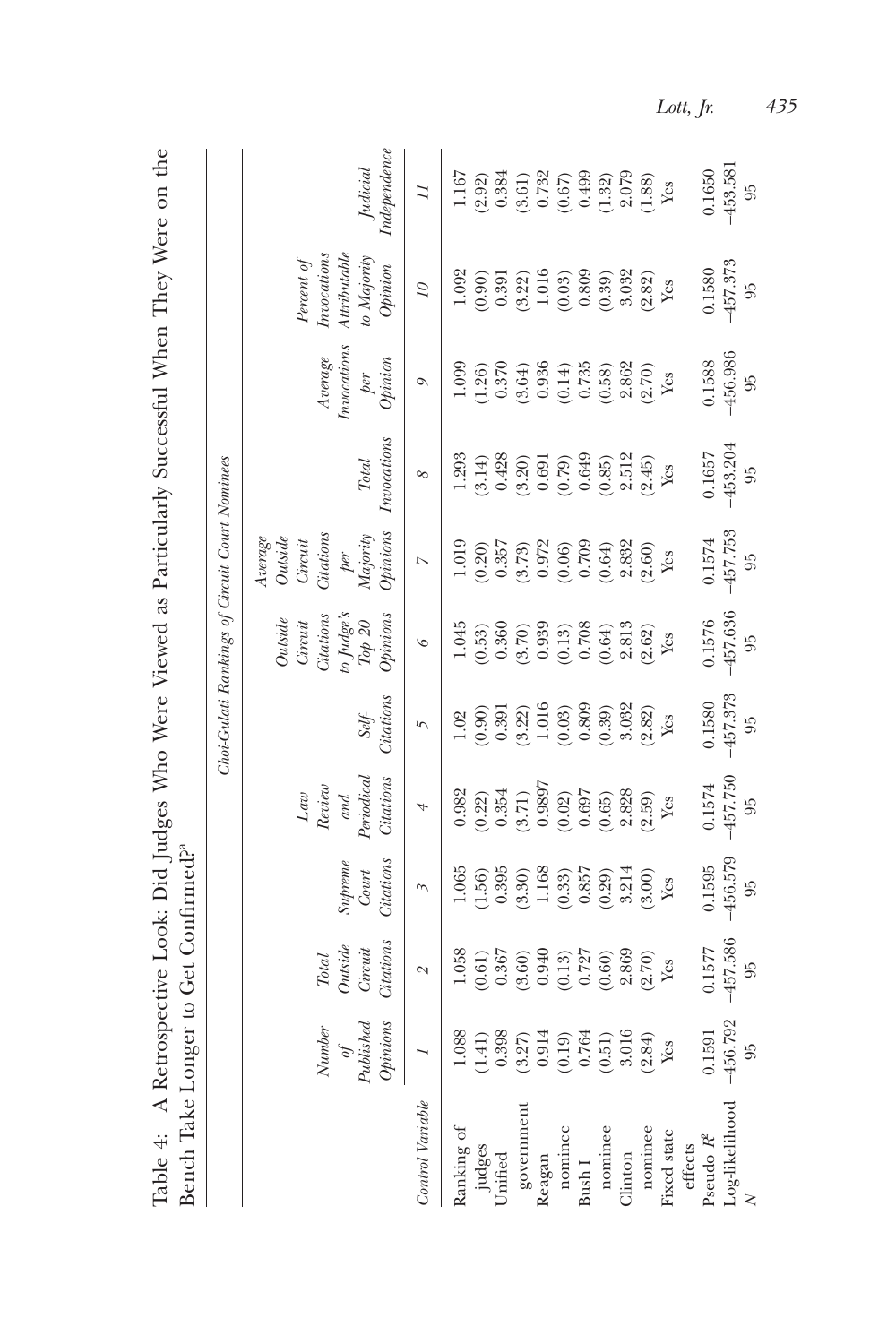Table 4: A Retrospective Look: Did Judges Who Were Viewed as Particularly Successful When They Were on the Bench Take Longer to Get Confirmed?[a]

| | Choi-Gulati Rankings of Circuit Court Nominees | | | | | | | | | | |
|---|---|---|---|---|---|---|---|---|---|---|---|
| | Number of Published Opinions | Total Outside Circuit Citations | Supreme Court Citations | Law Review and Periodical Citations | Self-Citations | Outside Circuit Citations to Judge's Top 20 Opinions | Average Outside Circuit Citations per Majority Opinions | Total Invocations | Average Invocations per Opinion | Percent of Invocations Attributable to Majority Opinion | Judicial Independence |
| Control Variable | 1 | 2 | 3 | 4 | 5 | 6 | 7 | 8 | 9 | 10 | 11 |
| Ranking of judges | 1.088 (1.41) | 1.058 (0.61) | 1.065 (1.56) | 0.982 (0.22) | 1.02 (0.90) | 1.045 (0.53) | 1.019 (0.20) | 1.293 (3.14) | 1.099 (1.26) | 1.092 (0.90) | 1.167 (2.92) |
| Unified government | 0.398 (3.27) | 0.367 (3.60) | 0.395 (3.30) | 0.354 (3.71) | 0.391 (3.22) | 0.360 (3.70) | 0.357 (3.73) | 0.428 (3.20) | 0.370 (3.64) | 0.391 (3.22) | 0.384 (3.61) |
| Reagan nominee | 0.914 (0.19) | 0.940 (0.13) | 1.168 (0.33) | 0.9897 (0.02) | 1.016 (0.03) | 0.939 (0.13) | 0.972 (0.06) | 0.691 (0.79) | 0.936 (0.14) | 1.016 (0.03) | 0.732 (0.67) |
| Bush I nominee | 0.764 (0.51) | 0.727 (0.60) | 0.857 (0.29) | 0.697 (0.65) | 0.809 (0.39) | 0.708 (0.64) | 0.709 (0.64) | 0.649 (0.85) | 0.735 (0.58) | 0.809 (0.39) | 0.499 (1.32) |
| Clinton nominee | 3.016 (2.84) | 2.869 (2.70) | 3.214 (3.00) | 2.828 (2.59) | 3.032 (2.82) | 2.813 (2.62) | 2.832 (2.60) | 2.512 (2.45) | 2.862 (2.70) | 3.032 (2.82) | 2.079 (1.88) |
| Fixed state effects | Yes | Yes | Yes | Yes | Yes | Yes | Yes | Yes | Yes | Yes | Yes |
| Pseudo $R^2$ | 0.1591 | 0.1577 | 0.1595 | 0.1574 | 0.1580 | 0.1576 | 0.1574 | 0.1657 | 0.1588 | 0.1580 | 0.1650 |
| Log-likelihood | −456.792 | −457.586 | −456.579 | −457.750 | −457.373 | −457.636 | −457.753 | −453.204 | −456.986 | −457.373 | −453.581 |
| $N$ | 95 | 95 | 95 | 95 | 95 | 95 | 95 | 95 | 95 | 95 | 95 |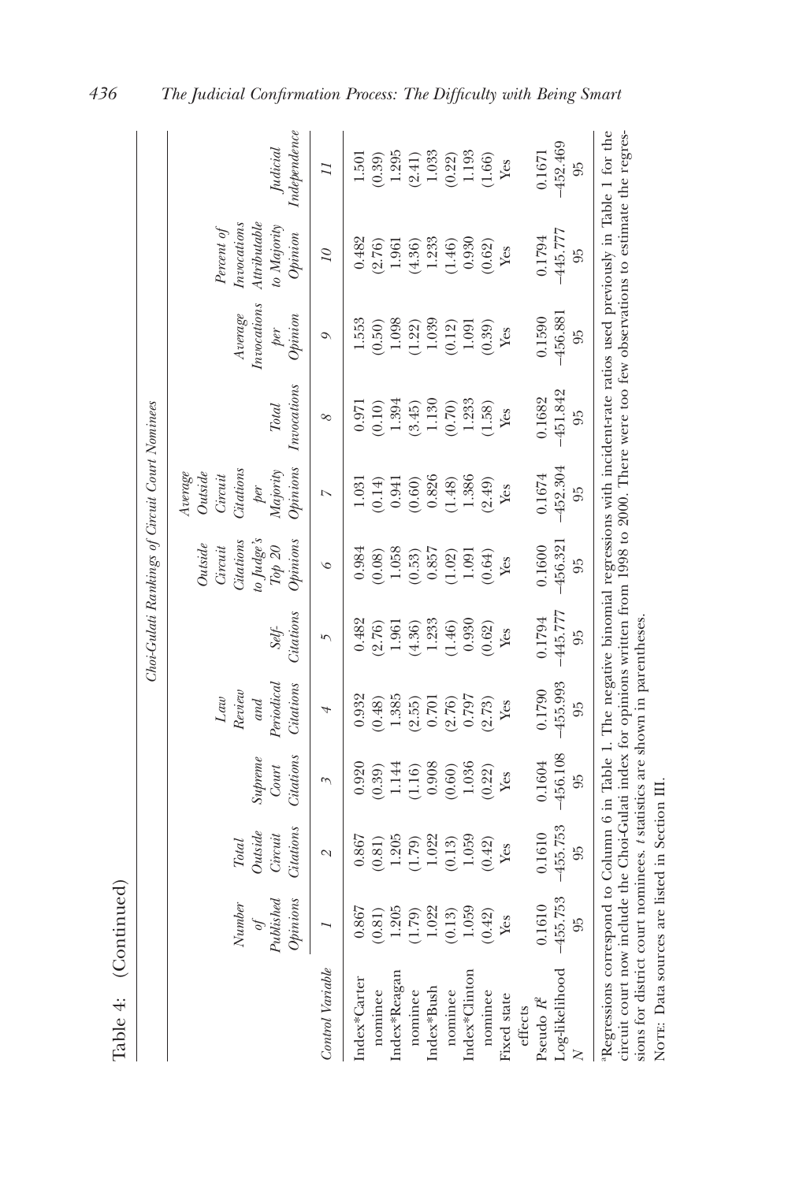Table 4: (Continued)

| Control Variable | Number of Published Opinions | Total Outside Circuit Citations | Supreme Court Citations | Law Review and Periodical Citations | Self-Citations | Outside Circuit Citations to Judge's Top 20 Opinions | Average Outside Circuit Citations per Majority Opinions | Total Invocations | Average Invocations per Opinion | Percent of Invocations Attributable to Majority Opinion | Judicial Independence |
|---|---|---|---|---|---|---|---|---|---|---|---|
| | Choi-Gulati Rankings of Circuit Court Nominees | | | | | | | | | | |
| | 1 | 2 | 3 | 4 | 5 | 6 | 7 | 8 | 9 | 10 | 11 |
| Index*Carter nominee | 0.867 | 0.867 | 0.920 | 0.932 | 0.482 | 0.984 | 1.031 | 0.971 | 1.553 | 0.482 | 1.501 |
| | (0.81) | (0.81) | (0.39) | (0.48) | (2.76) | (0.08) | (0.14) | (0.10) | (0.50) | (2.76) | (0.39) |
| Index*Reagan nominee | 1.205 | 1.205 | 1.144 | 1.385 | 1.961 | 1.058 | 0.941 | 1.394 | 1.098 | 1.961 | 1.295 |
| | (1.79) | (1.79) | (1.16) | (2.55) | (4.36) | (0.53) | (0.60) | (3.45) | (1.22) | (4.36) | (2.41) |
| Index*Bush nominee | 1.022 | 1.022 | 0.908 | 0.701 | 1.233 | 0.857 | 0.826 | 1.130 | 1.039 | 1.233 | 1.033 |
| | (0.13) | (0.13) | (0.60) | (2.76) | (1.46) | (1.02) | (1.48) | (0.70) | (0.12) | (1.46) | (0.22) |
| Index*Clinton nominee | 1.059 | 1.059 | 1.036 | 0.797 | 0.930 | 1.091 | 1.386 | 1.233 | 1.091 | 0.930 | 1.193 |
| | (0.42) | (0.42) | (0.22) | (2.73) | (0.62) | (0.64) | (2.49) | (1.58) | (0.39) | (0.62) | (1.66) |
| Fixed state effects | Yes | Yes | Yes | Yes | Yes | Yes | Yes | Yes | Yes | Yes | Yes |
| Pseudo $R^2$ | 0.1610 | 0.1610 | 0.1604 | 0.1790 | 0.1794 | 0.1600 | 0.1674 | 0.1682 | 0.1590 | 0.1794 | 0.1671 |
| Log-likelihood | −455.753 | −455.753 | −456.108 | −455.993 | −445.777 | −456.321 | −452.304 | −451.842 | −456.881 | −445.777 | −452.469 |
| $N$ | 95 | 95 | 95 | 95 | 95 | 95 | 95 | 95 | 95 | 95 | 95 |

[a]Regressions correspond to Column 6 in Table 1. The negative binomial regressions with incident-rate ratios used previously in Table 1 for the circuit court now include the Choi-Gulati index for opinions written from 1998 to 2000. There were too few observations to estimate the regressions for district court nominees. *t* statistics are shown in parentheses.

NOTE: Data sources are listed in Section III.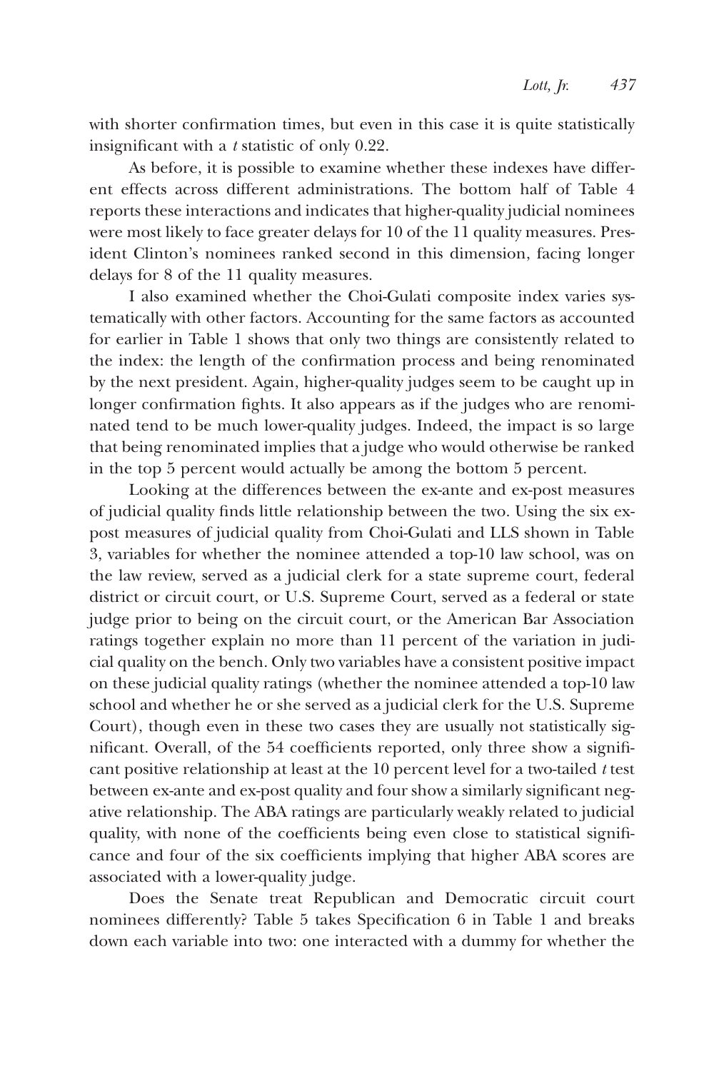with shorter confirmation times, but even in this case it is quite statistically insignificant with a $t$ statistic of only 0.22.

As before, it is possible to examine whether these indexes have different effects across different administrations. The bottom half of Table 4 reports these interactions and indicates that higher-quality judicial nominees were most likely to face greater delays for 10 of the 11 quality measures. President Clinton's nominees ranked second in this dimension, facing longer delays for 8 of the 11 quality measures.

I also examined whether the Choi-Gulati composite index varies systematically with other factors. Accounting for the same factors as accounted for earlier in Table 1 shows that only two things are consistently related to the index: the length of the confirmation process and being renominated by the next president. Again, higher-quality judges seem to be caught up in longer confirmation fights. It also appears as if the judges who are renominated tend to be much lower-quality judges. Indeed, the impact is so large that being renominated implies that a judge who would otherwise be ranked in the top 5 percent would actually be among the bottom 5 percent.

Looking at the differences between the ex-ante and ex-post measures of judicial quality finds little relationship between the two. Using the six ex-post measures of judicial quality from Choi-Gulati and LLS shown in Table 3, variables for whether the nominee attended a top-10 law school, was on the law review, served as a judicial clerk for a state supreme court, federal district or circuit court, or U.S. Supreme Court, served as a federal or state judge prior to being on the circuit court, or the American Bar Association ratings together explain no more than 11 percent of the variation in judicial quality on the bench. Only two variables have a consistent positive impact on these judicial quality ratings (whether the nominee attended a top-10 law school and whether he or she served as a judicial clerk for the U.S. Supreme Court), though even in these two cases they are usually not statistically significant. Overall, of the 54 coefficients reported, only three show a significant positive relationship at least at the 10 percent level for a two-tailed $t$ test between ex-ante and ex-post quality and four show a similarly significant negative relationship. The ABA ratings are particularly weakly related to judicial quality, with none of the coefficients being even close to statistical significance and four of the six coefficients implying that higher ABA scores are associated with a lower-quality judge.

Does the Senate treat Republican and Democratic circuit court nominees differently? Table 5 takes Specification 6 in Table 1 and breaks down each variable into two: one interacted with a dummy for whether the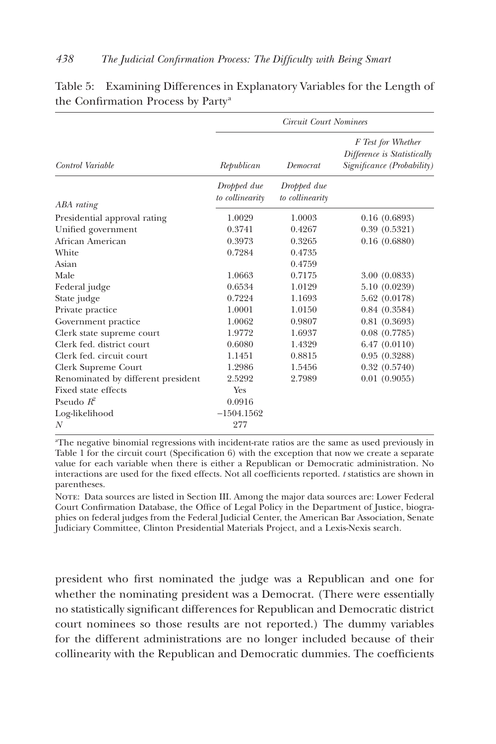Table 5: Examining Differences in Explanatory Variables for the Length of the Confirmation Process by Party[a]

| Control Variable | Circuit Court Nominees | | |
|---|---|---|---|
| | *Republican* | *Democrat* | *F Test for Whether Difference is Statistically Significance (Probability)* |
| *ABA rating* | *Dropped due to collinearity* | *Dropped due to collinearity* | |
| Presidential approval rating | 1.0029 | 1.0003 | 0.16 (0.6893) |
| Unified government | 0.3741 | 0.4267 | 0.39 (0.5321) |
| African American | 0.3973 | 0.3265 | 0.16 (0.6880) |
| White | 0.7284 | 0.4735 | |
| Asian | | 0.4759 | |
| Male | 1.0663 | 0.7175 | 3.00 (0.0833) |
| Federal judge | 0.6534 | 1.0129 | 5.10 (0.0239) |
| State judge | 0.7224 | 1.1693 | 5.62 (0.0178) |
| Private practice | 1.0001 | 1.0150 | 0.84 (0.3584) |
| Government practice | 1.0062 | 0.9807 | 0.81 (0.3693) |
| Clerk state supreme court | 1.9772 | 1.6937 | 0.08 (0.7785) |
| Clerk fed. district court | 0.6080 | 1.4329 | 6.47 (0.0110) |
| Clerk fed. circuit court | 1.1451 | 0.8815 | 0.95 (0.3288) |
| Clerk Supreme Court | 1.2986 | 1.5456 | 0.32 (0.5740) |
| Renominated by different president | 2.5292 | 2.7989 | 0.01 (0.9055) |
| Fixed state effects | Yes | | |
| Pseudo $R^2$ | 0.0916 | | |
| Log-likelihood | −1504.1562 | | |
| $N$ | 277 | | |

[a]The negative binomial regressions with incident-rate ratios are the same as used previously in Table 1 for the circuit court (Specification 6) with the exception that now we create a separate value for each variable when there is either a Republican or Democratic administration. No interactions are used for the fixed effects. Not all coefficients reported. *t* statistics are shown in parentheses.

NOTE: Data sources are listed in Section III. Among the major data sources are: Lower Federal Court Confirmation Database, the Office of Legal Policy in the Department of Justice, biographies on federal judges from the Federal Judicial Center, the American Bar Association, Senate Judiciary Committee, Clinton Presidential Materials Project, and a Lexis-Nexis search.

president who first nominated the judge was a Republican and one for whether the nominating president was a Democrat. (There were essentially no statistically significant differences for Republican and Democratic district court nominees so those results are not reported.) The dummy variables for the different administrations are no longer included because of their collinearity with the Republican and Democratic dummies. The coefficients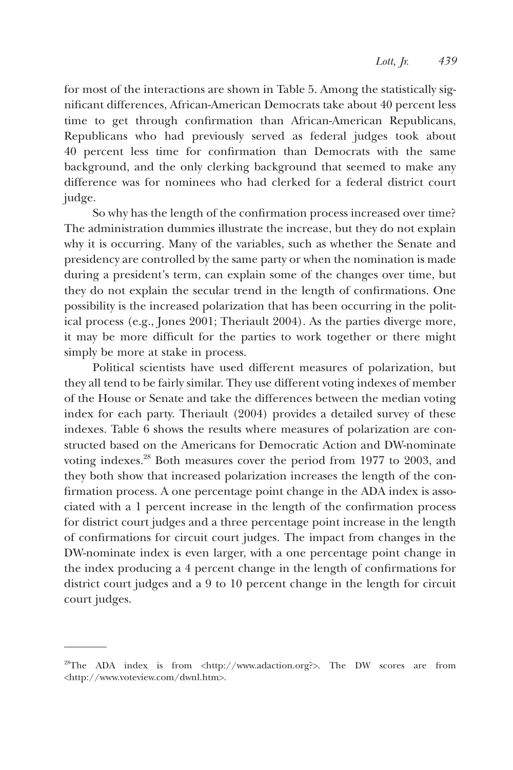for most of the interactions are shown in Table 5. Among the statistically significant differences, African-American Democrats take about 40 percent less time to get through confirmation than African-American Republicans, Republicans who had previously served as federal judges took about 40 percent less time for confirmation than Democrats with the same background, and the only clerking background that seemed to make any difference was for nominees who had clerked for a federal district court judge.

So why has the length of the confirmation process increased over time? The administration dummies illustrate the increase, but they do not explain why it is occurring. Many of the variables, such as whether the Senate and presidency are controlled by the same party or when the nomination is made during a president's term, can explain some of the changes over time, but they do not explain the secular trend in the length of confirmations. One possibility is the increased polarization that has been occurring in the political process (e.g., Jones 2001; Theriault 2004). As the parties diverge more, it may be more difficult for the parties to work together or there might simply be more at stake in process.

Political scientists have used different measures of polarization, but they all tend to be fairly similar. They use different voting indexes of member of the House or Senate and take the differences between the median voting index for each party. Theriault (2004) provides a detailed survey of these indexes. Table 6 shows the results where measures of polarization are constructed based on the Americans for Democratic Action and DW-nominate voting indexes.[28] Both measures cover the period from 1977 to 2003, and they both show that increased polarization increases the length of the confirmation process. A one percentage point change in the ADA index is associated with a 1 percent increase in the length of the confirmation process for district court judges and a three percentage point increase in the length of confirmations for circuit court judges. The impact from changes in the DW-nominate index is even larger, with a one percentage point change in the index producing a 4 percent change in the length of confirmations for district court judges and a 9 to 10 percent change in the length for circuit court judges.

---

[28]The ADA index is from <http://www.adaction.org?>. The DW scores are from <http://www.voteview.com/dwnl.htm>.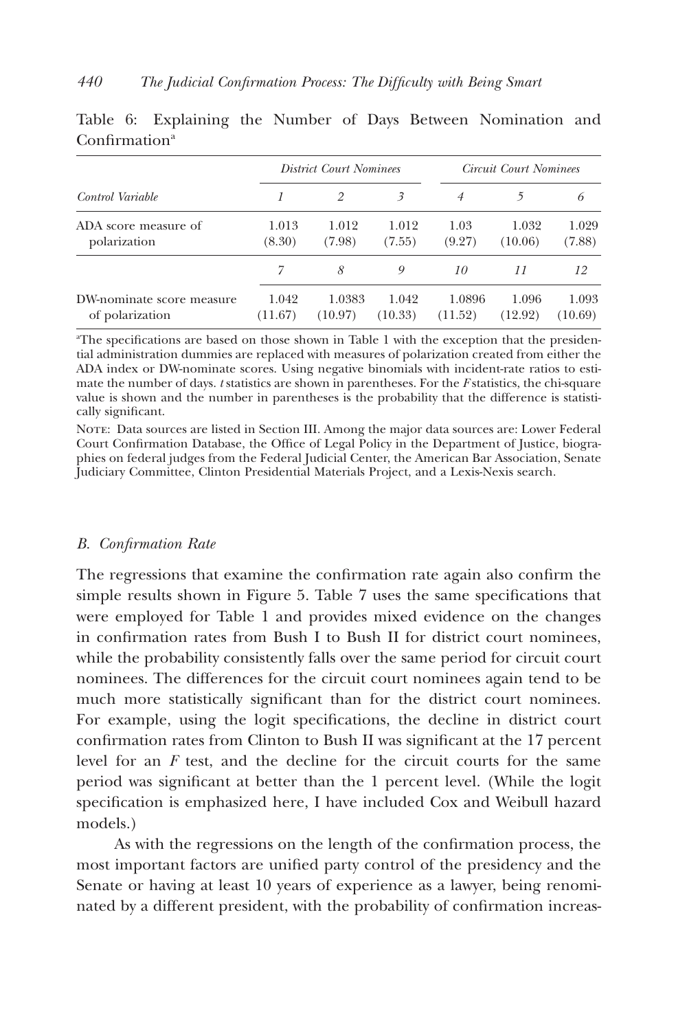Table 6: Explaining the Number of Days Between Nomination and Confirmation[a]

| | District Court Nominees | | | Circuit Court Nominees | | |
|---|---|---|---|---|---|---|
| *Control Variable* | *1* | *2* | *3* | *4* | *5* | *6* |
| ADA score measure of polarization | 1.013 (8.30) | 1.012 (7.98) | 1.012 (7.55) | 1.03 (9.27) | 1.032 (10.06) | 1.029 (7.88) |
| | *7* | *8* | *9* | *10* | *11* | *12* |
| DW-nominate score measure of polarization | 1.042 (11.67) | 1.0383 (10.97) | 1.042 (10.33) | 1.0896 (11.52) | 1.096 (12.92) | 1.093 (10.69) |

[a]The specifications are based on those shown in Table 1 with the exception that the presidential administration dummies are replaced with measures of polarization created from either the ADA index or DW-nominate scores. Using negative binomials with incident-rate ratios to estimate the number of days. *t* statistics are shown in parentheses. For the *F* statistics, the chi-square value is shown and the number in parentheses is the probability that the difference is statistically significant.

NOTE: Data sources are listed in Section III. Among the major data sources are: Lower Federal Court Confirmation Database, the Office of Legal Policy in the Department of Justice, biographies on federal judges from the Federal Judicial Center, the American Bar Association, Senate Judiciary Committee, Clinton Presidential Materials Project, and a Lexis-Nexis search.

### *B. Confirmation Rate*

The regressions that examine the confirmation rate again also confirm the simple results shown in Figure 5. Table 7 uses the same specifications that were employed for Table 1 and provides mixed evidence on the changes in confirmation rates from Bush I to Bush II for district court nominees, while the probability consistently falls over the same period for circuit court nominees. The differences for the circuit court nominees again tend to be much more statistically significant than for the district court nominees. For example, using the logit specifications, the decline in district court confirmation rates from Clinton to Bush II was significant at the 17 percent level for an *F* test, and the decline for the circuit courts for the same period was significant at better than the 1 percent level. (While the logit specification is emphasized here, I have included Cox and Weibull hazard models.)

As with the regressions on the length of the confirmation process, the most important factors are unified party control of the presidency and the Senate or having at least 10 years of experience as a lawyer, being renominated by a different president, with the probability of confirmation increas-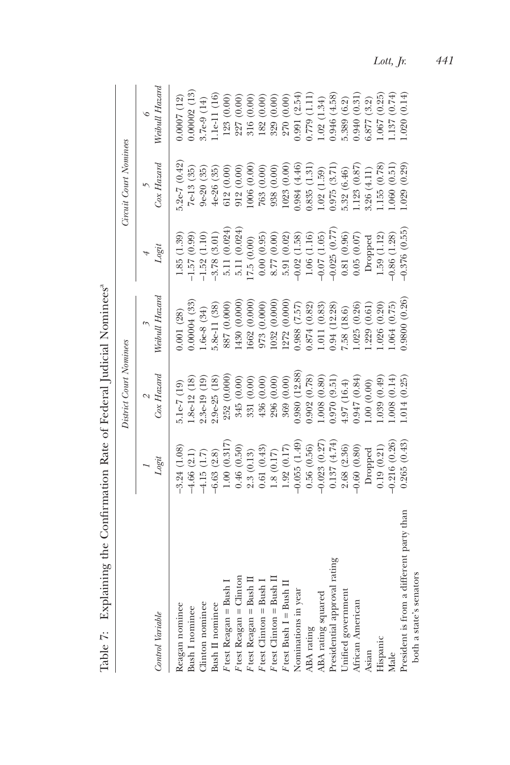Table 7: Explaining the Confirmation Rate of Federal Judicial Nominees[a]

| | District Court Nominees | | | Circuit Court Nominees | | |
|---|---|---|---|---|---|---|
| *Control Variable* | *1* *Logit* | *2* *Cox Hazard* | *3* *Weibull Hazard* | *4* *Logit* | *5* *Cox Hazard* | *6* *Weibull Hazard* |
| Reagan nominee | −3.24 (1.08) | 5.1e-7 (19) | 0.001 (28) | 1.85 (1.39) | 5.2e-7 (0.42) | 0.0007 (12) |
| Bush I nominee | −4.66 (2.1) | 1.8e-12 (18) | 0.00004 (33) | −1.57 (0.99) | 7e-13 (35) | 0.00002 (13) |
| Clinton nominee | −4.15 (1.7) | 2.3e-19 (19) | 1.6e-8 (34) | −1.52 (1.10) | 9e-20 (35) | 3.7e-9 (14) |
| Bush II nominee | −6.63 (2.8) | 2.9e-25 (18) | 5.8e-11 (38) | −3.78 (3.01) | 4e-26 (35) | 1.1e-11 (16) |
| *F* test Reagan = Bush I | 1.00 (0.317) | 252 (0.000) | 887 (0.000) | 5.11 (0.024) | 612 (0.00) | 123 (0.00) |
| *F* test Reagan = Clinton | 0.46 (0.50) | 345 (0.00) | 1430 (0.000) | 5.11 (0.024) | 912 (0.00) | 227 (0.00) |
| *F* test Reagan = Bush II | 2.3 (0.13) | 331 (0.00) | 1662 (0.000) | 17.5 (0.00) | 1006 (0.00) | 316 (0.00) |
| *F* test Clinton = Bush I | 0.61 (0.43) | 436 (0.00) | 973 (0.000) | 0.00 (0.95) | 763 (0.00) | 182 (0.00) |
| *F* test Clinton = Bush II | 1.8 (0.17) | 296 (0.00) | 1032 (0.000) | 8.77 (0.00) | 938 (0.00) | 329 (0.00) |
| *F* test Bush I = Bush II | 1.92 (0.17) | 369 (0.00) | 1272 (0.000) | 5.91 (0.02) | 1023 (0.00) | 270 (0.00) |
| Nominations in year | −0.055 (1.49) | 0.980 (12.88) | 0.988 (7.57) | −0.02 (1.58) | 0.984 (4.46) | 0.991 (2.54) |
| ABA rating | 0.56 (0.56) | 0.902 (0.78) | 0.874 (0.82) | 1.06 (1.16) | 0.835 (1.31) | 0.779 (1.11) |
| ABA rating squared | −0.023 (0.27) | 1.008 (0.80) | 1.011 (0.83) | −0.07 (1.05) | 1.02 (1.59) | 1.02 (1.34) |
| Presidential approval rating | 0.137 (4.74) | 0.970 (9.51) | 0.94 (12.28) | −0.025 (0.77) | 0.975 (3.71) | 0.946 (4.58) |
| Unified government | 2.68 (2.36) | 4.97 (16.4) | 7.58 (18.6) | 0.81 (0.96) | 5.32 (6.46) | 5.389 (6.2) |
| African American | −0.60 (0.80) | 0.947 (0.84) | 1.025 (0.26) | 0.05 (0.07) | 1.123 (0.87) | 0.940 (0.31) |
| Asian | Dropped | 1.00 (0.00) | 1.229 (0.61) | Dropped | 3.26 (4.11) | 6.877 (3.2) |
| Hispanic | 0.19 (0.21) | 1.039 (0.49) | 1.026 (0.20) | 1.59 (1.12) | 1.155 (0.78) | 1.067 (0.25) |
| Male | −0.216 (0.26) | 1.008 (0.14) | 1.064 (0.75) | −0.86 (1.28) | 1.060 (0.51) | 1.137 (0.74) |
| President is from a different party than both a state's senators | 0.265 (0.43) | 1.014 (0.25) | 0.9800 (0.26) | −0.376 (0.55) | 1.029 (0.29) | 1.020 (0.14) |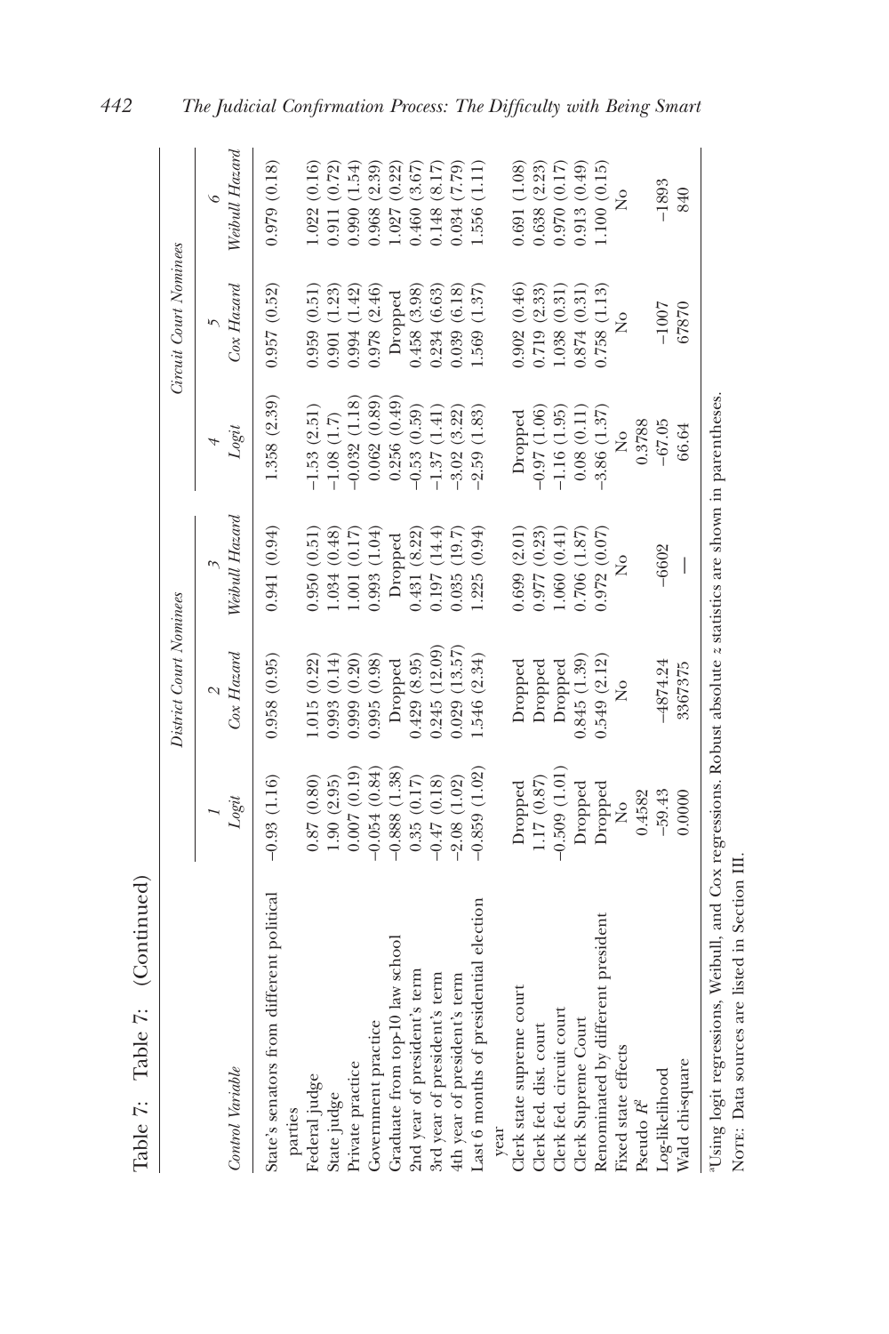Table 7: Table 7: (Continued)

| Control Variable | District Court Nominees | | | Circuit Court Nominees | | |
|---|---|---|---|---|---|---|
| | 1 *Logit* | 2 *Cox Hazard* | 3 *Weibull Hazard* | 4 *Logit* | 5 *Cox Hazard* | 6 *Weibull Hazard* |
| State's senators from different political parties | −0.93 (1.16) | 0.958 (0.95) | 0.941 (0.94) | 1.358 (2.39) | 0.957 (0.52) | 0.979 (0.18) |
| Federal judge | 0.87 (0.80) | 1.015 (0.22) | 0.950 (0.51) | −1.53 (2.51) | 0.959 (0.51) | 1.022 (0.16) |
| State judge | 1.90 (2.95) | 0.993 (0.14) | 1.034 (0.48) | −1.08 (1.7) | 0.901 (1.23) | 0.911 (0.72) |
| Private practice | 0.007 (0.19) | 0.999 (0.20) | 1.001 (0.17) | −0.032 (1.18) | 0.994 (1.42) | 0.990 (1.54) |
| Government practice | −0.054 (0.84) | 0.995 (0.98) | 0.993 (1.04) | 0.062 (0.89) | 0.978 (2.46) | 0.968 (2.39) |
| Graduate from top-10 law school | −0.888 (1.38) | Dropped | Dropped | 0.256 (0.49) | Dropped | 1.027 (0.22) |
| 2nd year of president's term | 0.35 (0.17) | 0.429 (8.95) | 0.431 (8.22) | −0.53 (0.59) | 0.458 (3.98) | 0.460 (3.67) |
| 3rd year of president's term | −0.47 (0.18) | 0.245 (12.09) | 0.197 (14.4) | −1.37 (1.41) | 0.234 (6.63) | 0.148 (8.17) |
| 4th year of president's term | −2.08 (1.02) | 0.029 (13.57) | 0.035 (19.7) | −3.02 (3.22) | 0.039 (6.18) | 0.034 (7.79) |
| Last 6 months of presidential election year | −0.859 (1.02) | 1.546 (2.34) | 1.225 (0.94) | −2.59 (1.83) | 1.569 (1.37) | 1.556 (1.11) |
| Clerk state supreme court | Dropped | Dropped | 0.699 (2.01) | Dropped | 0.902 (0.46) | 0.691 (1.08) |
| Clerk fed. dist. court | 1.17 (0.87) | Dropped | 0.977 (0.23) | −0.97 (1.06) | 0.719 (2.33) | 0.638 (2.23) |
| Clerk fed. circuit court | −0.509 (1.01) | Dropped | 1.060 (0.41) | −1.16 (1.95) | 1.038 (0.31) | 0.970 (0.17) |
| Clerk Supreme Court | Dropped | 0.845 (1.39) | 0.706 (1.87) | 0.08 (0.11) | 0.874 (0.31) | 0.913 (0.49) |
| Renominated by different president | Dropped | 0.549 (2.12) | 0.972 (0.07) | −3.86 (1.37) | 0.758 (1.13) | 1.100 (0.15) |
| Fixed state effects | No | No | No | No | No | No |
| Pseudo $R^2$ | 0.4582 | | | 0.3788 | | |
| Log-likelihood | −59.43 | −4874.24 | −6602 | −67.05 | −1007 | −1893 |
| Wald chi-square | 0.0000 | 3367375 | — | 66.64 | 67870 | 840 |

[a]Using logit regressions, Weibull, and Cox regressions. Robust absolute *z* statistics are shown in parentheses.
NOTE: Data sources are listed in Section III.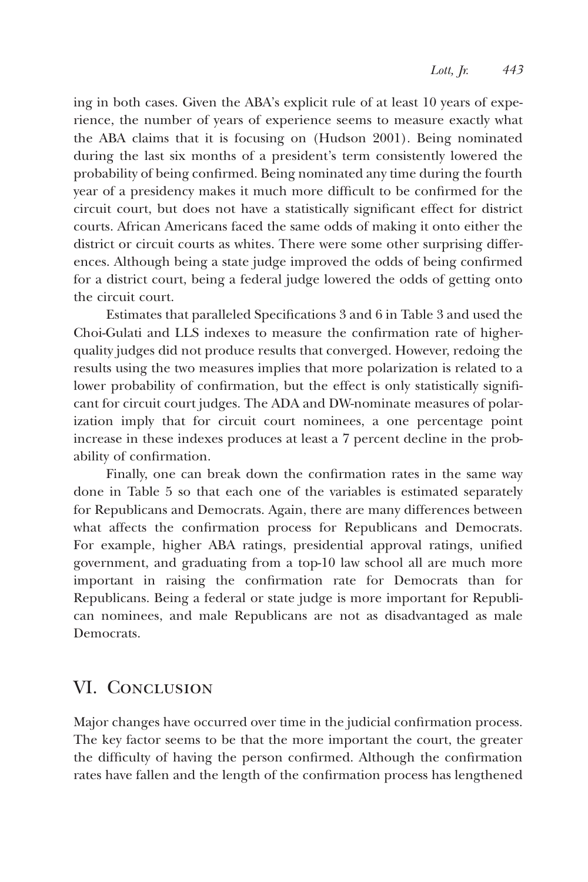ing in both cases. Given the ABA's explicit rule of at least 10 years of experience, the number of years of experience seems to measure exactly what the ABA claims that it is focusing on (Hudson 2001). Being nominated during the last six months of a president's term consistently lowered the probability of being confirmed. Being nominated any time during the fourth year of a presidency makes it much more difficult to be confirmed for the circuit court, but does not have a statistically significant effect for district courts. African Americans faced the same odds of making it onto either the district or circuit courts as whites. There were some other surprising differences. Although being a state judge improved the odds of being confirmed for a district court, being a federal judge lowered the odds of getting onto the circuit court.

Estimates that paralleled Specifications 3 and 6 in Table 3 and used the Choi-Gulati and LLS indexes to measure the confirmation rate of higher-quality judges did not produce results that converged. However, redoing the results using the two measures implies that more polarization is related to a lower probability of confirmation, but the effect is only statistically significant for circuit court judges. The ADA and DW-nominate measures of polarization imply that for circuit court nominees, a one percentage point increase in these indexes produces at least a 7 percent decline in the probability of confirmation.

Finally, one can break down the confirmation rates in the same way done in Table 5 so that each one of the variables is estimated separately for Republicans and Democrats. Again, there are many differences between what affects the confirmation process for Republicans and Democrats. For example, higher ABA ratings, presidential approval ratings, unified government, and graduating from a top-10 law school all are much more important in raising the confirmation rate for Democrats than for Republicans. Being a federal or state judge is more important for Republican nominees, and male Republicans are not as disadvantaged as male Democrats.

## VI. Conclusion

Major changes have occurred over time in the judicial confirmation process. The key factor seems to be that the more important the court, the greater the difficulty of having the person confirmed. Although the confirmation rates have fallen and the length of the confirmation process has lengthened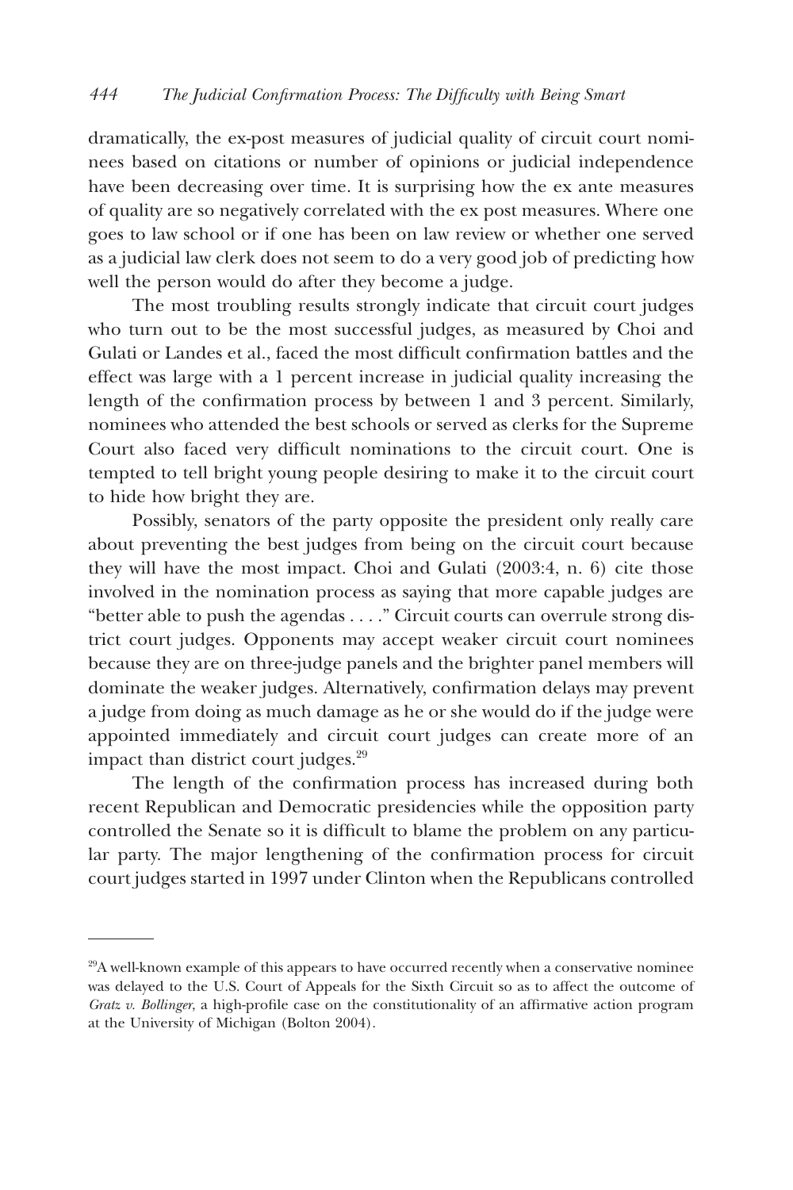dramatically, the ex-post measures of judicial quality of circuit court nominees based on citations or number of opinions or judicial independence have been decreasing over time. It is surprising how the ex ante measures of quality are so negatively correlated with the ex post measures. Where one goes to law school or if one has been on law review or whether one served as a judicial law clerk does not seem to do a very good job of predicting how well the person would do after they become a judge.

The most troubling results strongly indicate that circuit court judges who turn out to be the most successful judges, as measured by Choi and Gulati or Landes et al., faced the most difficult confirmation battles and the effect was large with a 1 percent increase in judicial quality increasing the length of the confirmation process by between 1 and 3 percent. Similarly, nominees who attended the best schools or served as clerks for the Supreme Court also faced very difficult nominations to the circuit court. One is tempted to tell bright young people desiring to make it to the circuit court to hide how bright they are.

Possibly, senators of the party opposite the president only really care about preventing the best judges from being on the circuit court because they will have the most impact. Choi and Gulati (2003:4, n. 6) cite those involved in the nomination process as saying that more capable judges are "better able to push the agendas . . . ." Circuit courts can overrule strong district court judges. Opponents may accept weaker circuit court nominees because they are on three-judge panels and the brighter panel members will dominate the weaker judges. Alternatively, confirmation delays may prevent a judge from doing as much damage as he or she would do if the judge were appointed immediately and circuit court judges can create more of an impact than district court judges.[29]

The length of the confirmation process has increased during both recent Republican and Democratic presidencies while the opposition party controlled the Senate so it is difficult to blame the problem on any particular party. The major lengthening of the confirmation process for circuit court judges started in 1997 under Clinton when the Republicans controlled

---

[29]A well-known example of this appears to have occurred recently when a conservative nominee was delayed to the U.S. Court of Appeals for the Sixth Circuit so as to affect the outcome of *Gratz v. Bollinger*, a high-profile case on the constitutionality of an affirmative action program at the University of Michigan (Bolton 2004).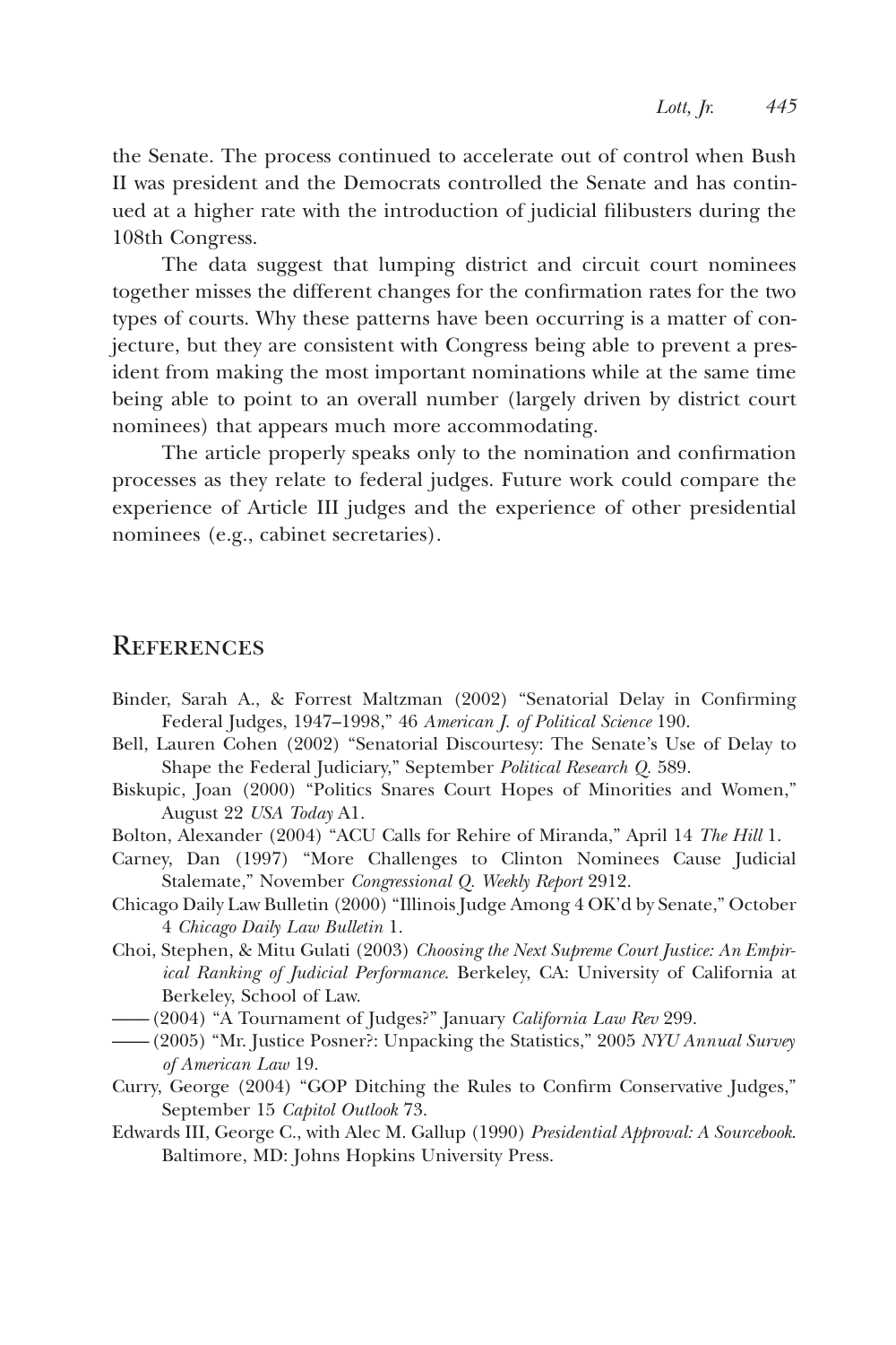the Senate. The process continued to accelerate out of control when Bush II was president and the Democrats controlled the Senate and has continued at a higher rate with the introduction of judicial filibusters during the 108th Congress.

The data suggest that lumping district and circuit court nominees together misses the different changes for the confirmation rates for the two types of courts. Why these patterns have been occurring is a matter of conjecture, but they are consistent with Congress being able to prevent a president from making the most important nominations while at the same time being able to point to an overall number (largely driven by district court nominees) that appears much more accommodating.

The article properly speaks only to the nomination and confirmation processes as they relate to federal judges. Future work could compare the experience of Article III judges and the experience of other presidential nominees (e.g., cabinet secretaries).

## References

Binder, Sarah A., & Forrest Maltzman (2002) "Senatorial Delay in Confirming Federal Judges, 1947–1998," 46 *American J. of Political Science* 190.

Bell, Lauren Cohen (2002) "Senatorial Discourtesy: The Senate's Use of Delay to Shape the Federal Judiciary," September *Political Research Q.* 589.

Biskupic, Joan (2000) "Politics Snares Court Hopes of Minorities and Women," August 22 *USA Today* A1.

Bolton, Alexander (2004) "ACU Calls for Rehire of Miranda," April 14 *The Hill* 1.

Carney, Dan (1997) "More Challenges to Clinton Nominees Cause Judicial Stalemate," November *Congressional Q. Weekly Report* 2912.

Chicago Daily Law Bulletin (2000) "Illinois Judge Among 4 OK'd by Senate," October 4 *Chicago Daily Law Bulletin* 1.

Choi, Stephen, & Mitu Gulati (2003) *Choosing the Next Supreme Court Justice: An Empirical Ranking of Judicial Performance*. Berkeley, CA: University of California at Berkeley, School of Law.

—— (2004) "A Tournament of Judges?" January *California Law Rev* 299.

—— (2005) "Mr. Justice Posner?: Unpacking the Statistics," 2005 *NYU Annual Survey of American Law* 19.

Curry, George (2004) "GOP Ditching the Rules to Confirm Conservative Judges," September 15 *Capitol Outlook* 73.

Edwards III, George C., with Alec M. Gallup (1990) *Presidential Approval: A Sourcebook*. Baltimore, MD: Johns Hopkins University Press.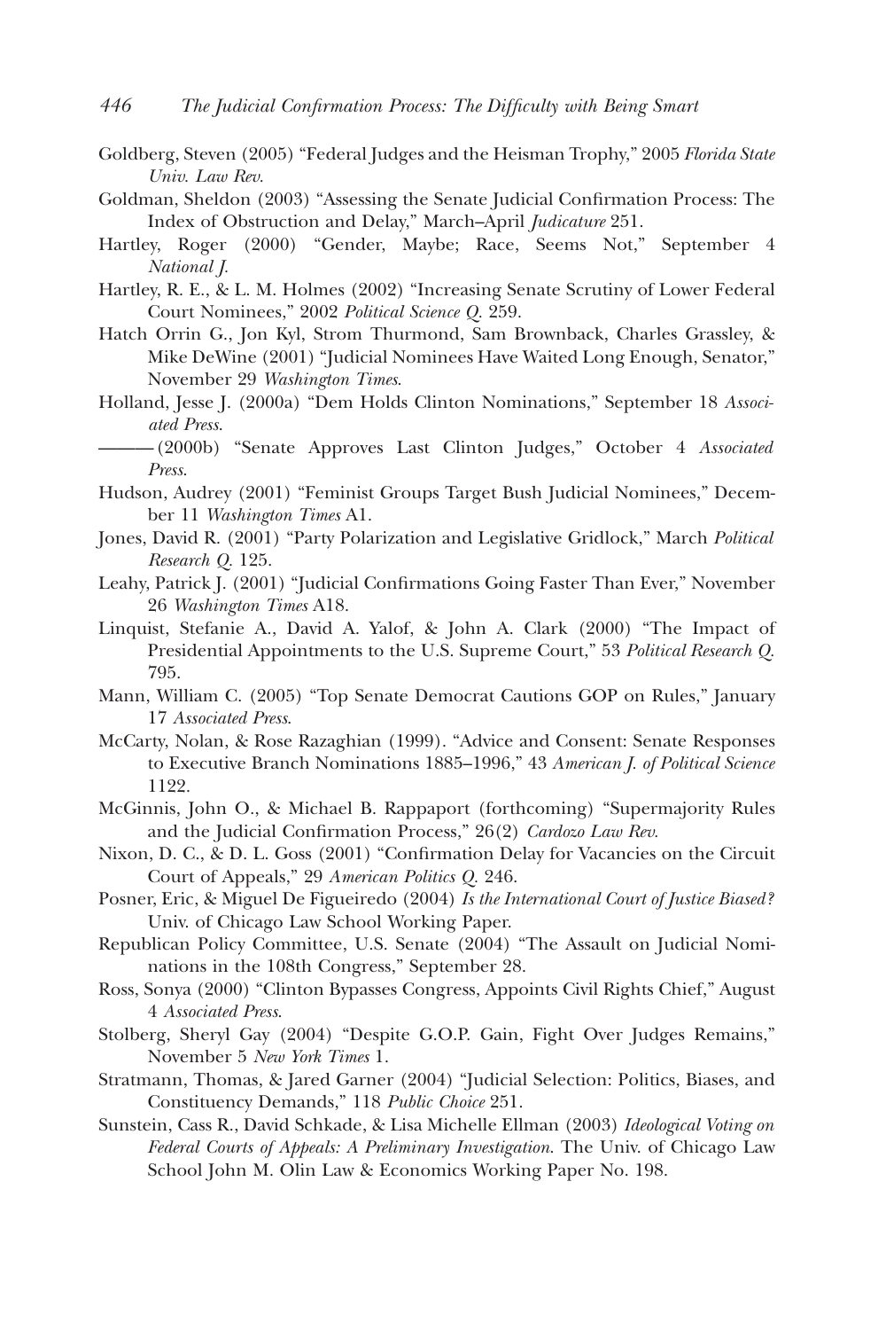Goldberg, Steven (2005) "Federal Judges and the Heisman Trophy," 2005 *Florida State Univ. Law Rev.*

Goldman, Sheldon (2003) "Assessing the Senate Judicial Confirmation Process: The Index of Obstruction and Delay," March–April *Judicature* 251.

Hartley, Roger (2000) "Gender, Maybe; Race, Seems Not," September 4 *National J.*

Hartley, R. E., & L. M. Holmes (2002) "Increasing Senate Scrutiny of Lower Federal Court Nominees," 2002 *Political Science Q.* 259.

Hatch Orrin G., Jon Kyl, Strom Thurmond, Sam Brownback, Charles Grassley, & Mike DeWine (2001) "Judicial Nominees Have Waited Long Enough, Senator," November 29 *Washington Times*.

Holland, Jesse J. (2000a) "Dem Holds Clinton Nominations," September 18 *Associated Press*.

——— (2000b) "Senate Approves Last Clinton Judges," October 4 *Associated Press*.

Hudson, Audrey (2001) "Feminist Groups Target Bush Judicial Nominees," December 11 *Washington Times* A1.

Jones, David R. (2001) "Party Polarization and Legislative Gridlock," March *Political Research Q.* 125.

Leahy, Patrick J. (2001) "Judicial Confirmations Going Faster Than Ever," November 26 *Washington Times* A18.

Linquist, Stefanie A., David A. Yalof, & John A. Clark (2000) "The Impact of Presidential Appointments to the U.S. Supreme Court," 53 *Political Research Q.* 795.

Mann, William C. (2005) "Top Senate Democrat Cautions GOP on Rules," January 17 *Associated Press*.

McCarty, Nolan, & Rose Razaghian (1999). "Advice and Consent: Senate Responses to Executive Branch Nominations 1885–1996," 43 *American J. of Political Science* 1122.

McGinnis, John O., & Michael B. Rappaport (forthcoming) "Supermajority Rules and the Judicial Confirmation Process," 26(2) *Cardozo Law Rev.*

Nixon, D. C., & D. L. Goss (2001) "Confirmation Delay for Vacancies on the Circuit Court of Appeals," 29 *American Politics Q.* 246.

Posner, Eric, & Miguel De Figueiredo (2004) *Is the International Court of Justice Biased?* Univ. of Chicago Law School Working Paper.

Republican Policy Committee, U.S. Senate (2004) "The Assault on Judicial Nominations in the 108th Congress," September 28.

Ross, Sonya (2000) "Clinton Bypasses Congress, Appoints Civil Rights Chief," August 4 *Associated Press*.

Stolberg, Sheryl Gay (2004) "Despite G.O.P. Gain, Fight Over Judges Remains," November 5 *New York Times* 1.

Stratmann, Thomas, & Jared Garner (2004) "Judicial Selection: Politics, Biases, and Constituency Demands," 118 *Public Choice* 251.

Sunstein, Cass R., David Schkade, & Lisa Michelle Ellman (2003) *Ideological Voting on Federal Courts of Appeals: A Preliminary Investigation.* The Univ. of Chicago Law School John M. Olin Law & Economics Working Paper No. 198.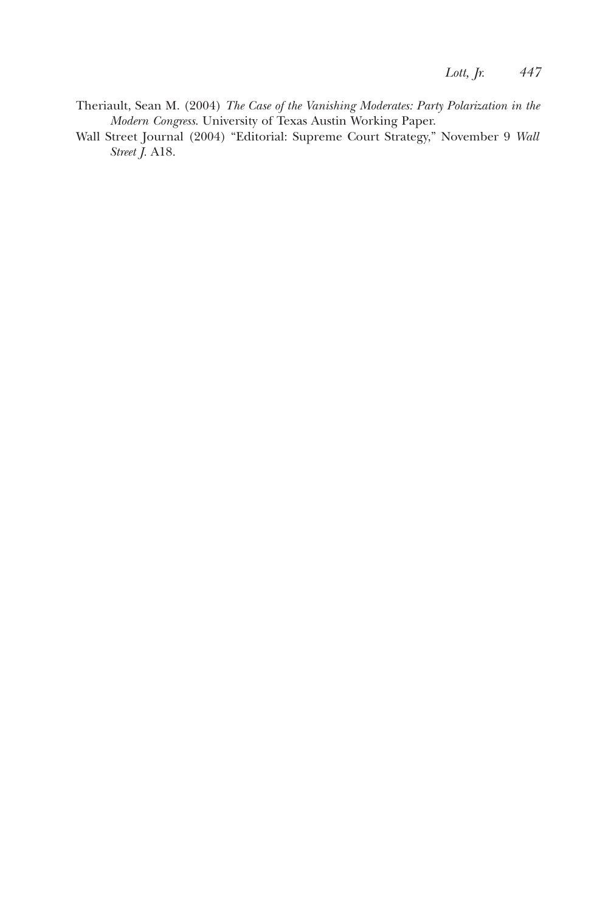Theriault, Sean M. (2004) *The Case of the Vanishing Moderates: Party Polarization in the Modern Congress*. University of Texas Austin Working Paper.

Wall Street Journal (2004) "Editorial: Supreme Court Strategy," November 9 *Wall Street J.* A18.